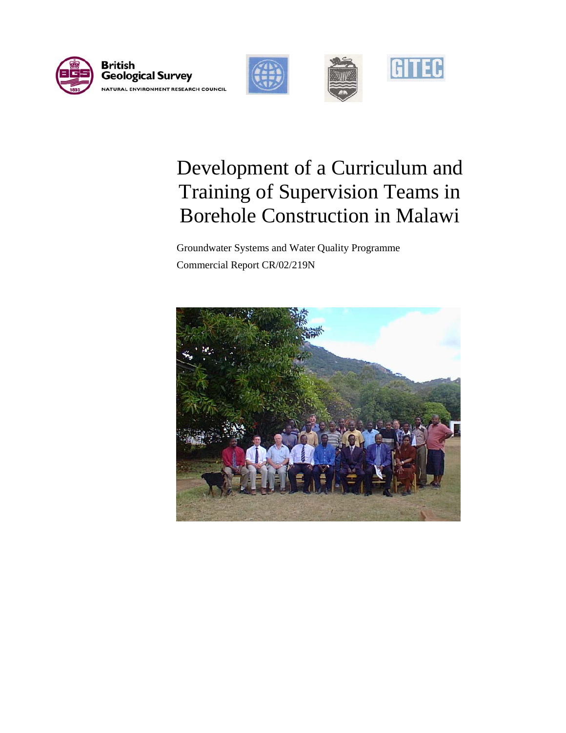British Geological Survey

NATURAL ENVIRONMENT RESEARCH COUNCIL

GITEC

# Development of a Curriculum and Training of Supervision Teams in Borehole Construction in Malawi

Groundwater Systems and Water Quality Programme

Commercial Report CR/02/219N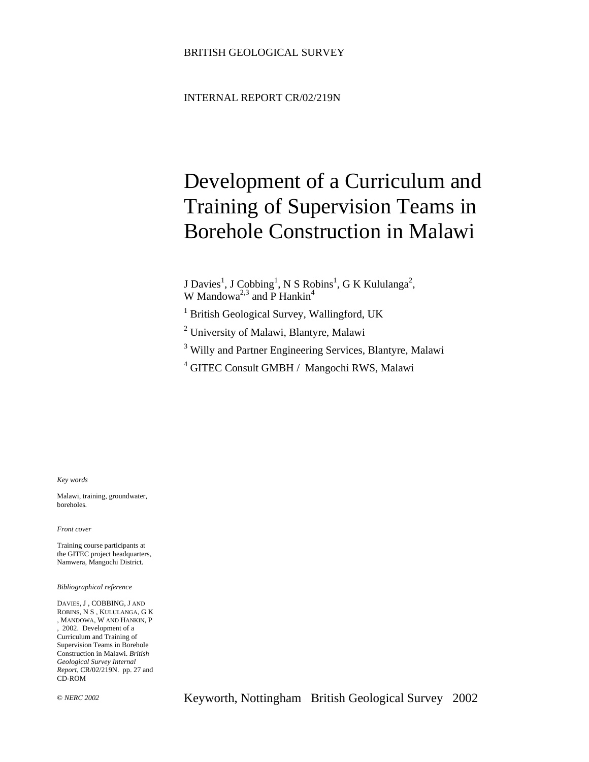BRITISH GEOLOGICAL SURVEY

INTERNAL REPORT CR/02/219N

# Development of a Curriculum and Training of Supervision Teams in Borehole Construction in Malawi

J Davies[1], J Cobbing[1], N S Robins[1], G K Kululanga[2], W Mandowa[2,3] and P Hankin[4]

[1] British Geological Survey, Wallingford, UK

[2] University of Malawi, Blantyre, Malawi

[3] Willy and Partner Engineering Services, Blantyre, Malawi

[4] GITEC Consult GMBH / Mangochi RWS, Malawi

*Key words*

Malawi, training, groundwater, boreholes.

*Front cover*

Training course participants at the GITEC project headquarters, Namwera, Mangochi District.

*Bibliographical reference*

DAVIES, J , COBBING, J AND ROBINS, N S , KULULANGA, G K , MANDOWA, W AND HANKIN, P , 2002. Development of a Curriculum and Training of Supervision Teams in Borehole Construction in Malawi. *British Geological Survey Internal Report*, CR/02/219N. pp. 27 and CD-ROM

*© NERC 2002*

Keyworth, Nottingham British Geological Survey 2002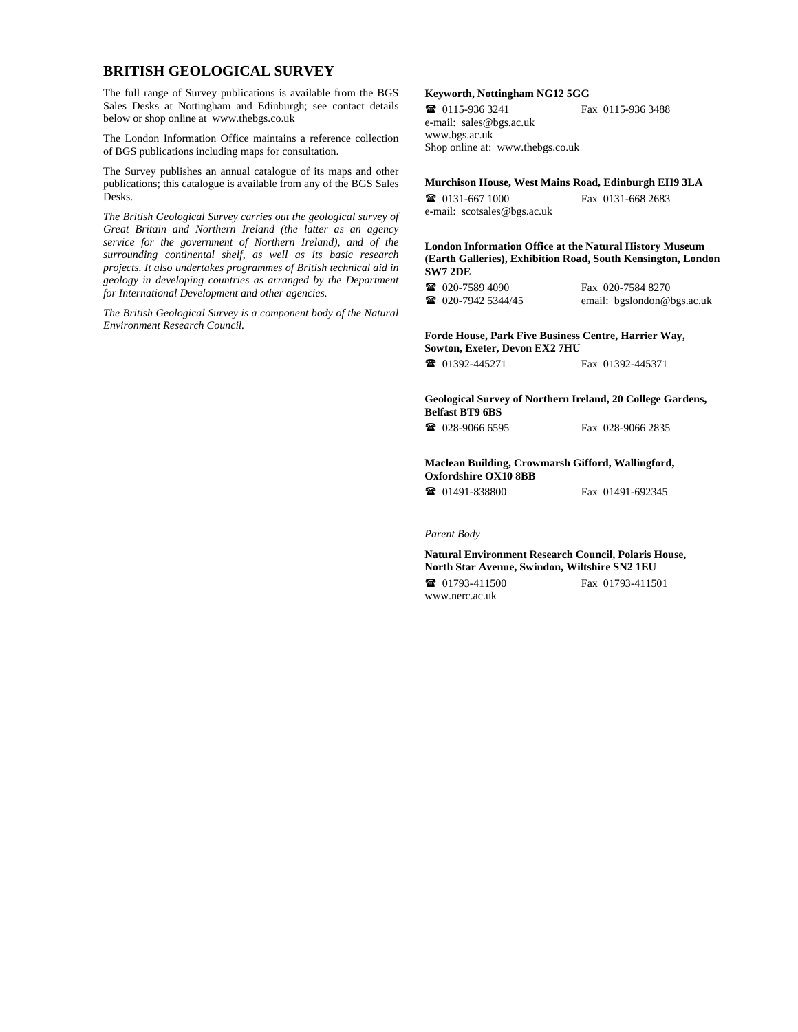## BRITISH GEOLOGICAL SURVEY

The full range of Survey publications is available from the BGS Sales Desks at Nottingham and Edinburgh; see contact details below or shop online at www.thebgs.co.uk

The London Information Office maintains a reference collection of BGS publications including maps for consultation.

The Survey publishes an annual catalogue of its maps and other publications; this catalogue is available from any of the BGS Sales Desks.

*The British Geological Survey carries out the geological survey of Great Britain and Northern Ireland (the latter as an agency service for the government of Northern Ireland), and of the surrounding continental shelf, as well as its basic research projects. It also undertakes programmes of British technical aid in geology in developing countries as arranged by the Department for International Development and other agencies.*

*The British Geological Survey is a component body of the Natural Environment Research Council.*

**Keyworth, Nottingham NG12 5GG**

☎ 0115-936 3241 Fax 0115-936 3488
e-mail: sales@bgs.ac.uk
www.bgs.ac.uk
Shop online at: www.thebgs.co.uk

**Murchison House, West Mains Road, Edinburgh EH9 3LA**

☎ 0131-667 1000 Fax 0131-668 2683
e-mail: scotsales@bgs.ac.uk

**London Information Office at the Natural History Museum (Earth Galleries), Exhibition Road, South Kensington, London SW7 2DE**

☎ 020-7589 4090 Fax 020-7584 8270
☎ 020-7942 5344/45 email: bgslondon@bgs.ac.uk

**Forde House, Park Five Business Centre, Harrier Way, Sowton, Exeter, Devon EX2 7HU**

☎ 01392-445271 Fax 01392-445371

**Geological Survey of Northern Ireland, 20 College Gardens, Belfast BT9 6BS**

☎ 028-9066 6595 Fax 028-9066 2835

**Maclean Building, Crowmarsh Gifford, Wallingford, Oxfordshire OX10 8BB**

☎ 01491-838800 Fax 01491-692345

*Parent Body*

**Natural Environment Research Council, Polaris House, North Star Avenue, Swindon, Wiltshire SN2 1EU**

☎ 01793-411500 Fax 01793-411501
www.nerc.ac.uk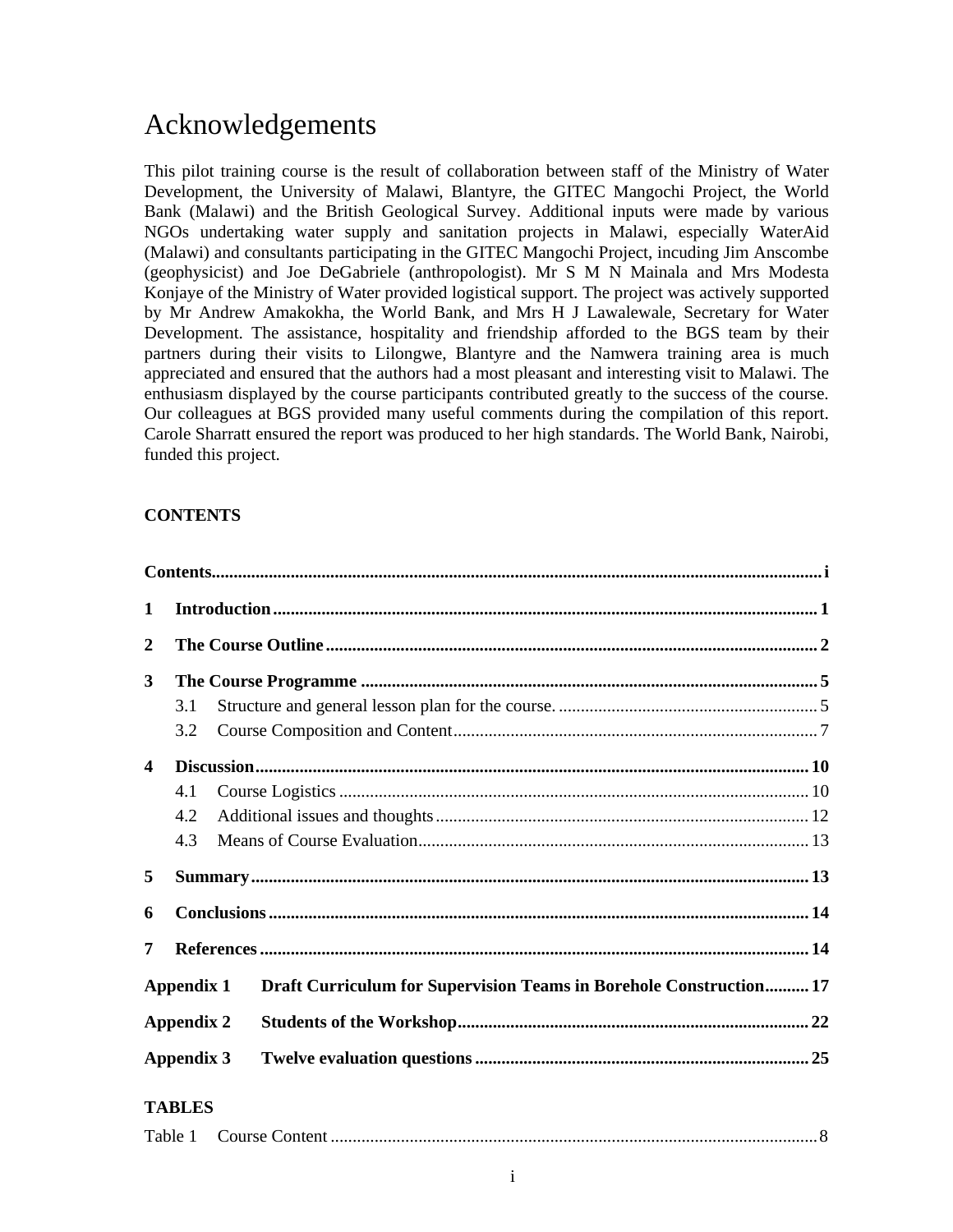# Acknowledgements

This pilot training course is the result of collaboration between staff of the Ministry of Water Development, the University of Malawi, Blantyre, the GITEC Mangochi Project, the World Bank (Malawi) and the British Geological Survey. Additional inputs were made by various NGOs undertaking water supply and sanitation projects in Malawi, especially WaterAid (Malawi) and consultants participating in the GITEC Mangochi Project, incuding Jim Anscombe (geophysicist) and Joe DeGabriele (anthropologist). Mr S M N Mainala and Mrs Modesta Konjaye of the Ministry of Water provided logistical support. The project was actively supported by Mr Andrew Amakokha, the World Bank, and Mrs H J Lawalewale, Secretary for Water Development. The assistance, hospitality and friendship afforded to the BGS team by their partners during their visits to Lilongwe, Blantyre and the Namwera training area is much appreciated and ensured that the authors had a most pleasant and interesting visit to Malawi. The enthusiasm displayed by the course participants contributed greatly to the success of the course. Our colleagues at BGS provided many useful comments during the compilation of this report. Carole Sharratt ensured the report was produced to her high standards. The World Bank, Nairobi, funded this project.

**CONTENTS**

**Contents** ..... i

**1 Introduction** ..... 1

**2 The Course Outline** ..... 2

**3 The Course Programme** ..... 5

- 3.1 Structure and general lesson plan for the course. ..... 5
- 3.2 Course Composition and Content ..... 7

**4 Discussion** ..... 10

- 4.1 Course Logistics ..... 10
- 4.2 Additional issues and thoughts ..... 12
- 4.3 Means of Course Evaluation ..... 13

**5 Summary** ..... 13

**6 Conclusions** ..... 14

**7 References** ..... 14

**Appendix 1 Draft Curriculum for Supervision Teams in Borehole Construction** ..... 17

**Appendix 2 Students of the Workshop** ..... 22

**Appendix 3 Twelve evaluation questions** ..... 25

**TABLES**

Table 1 Course Content ..... 8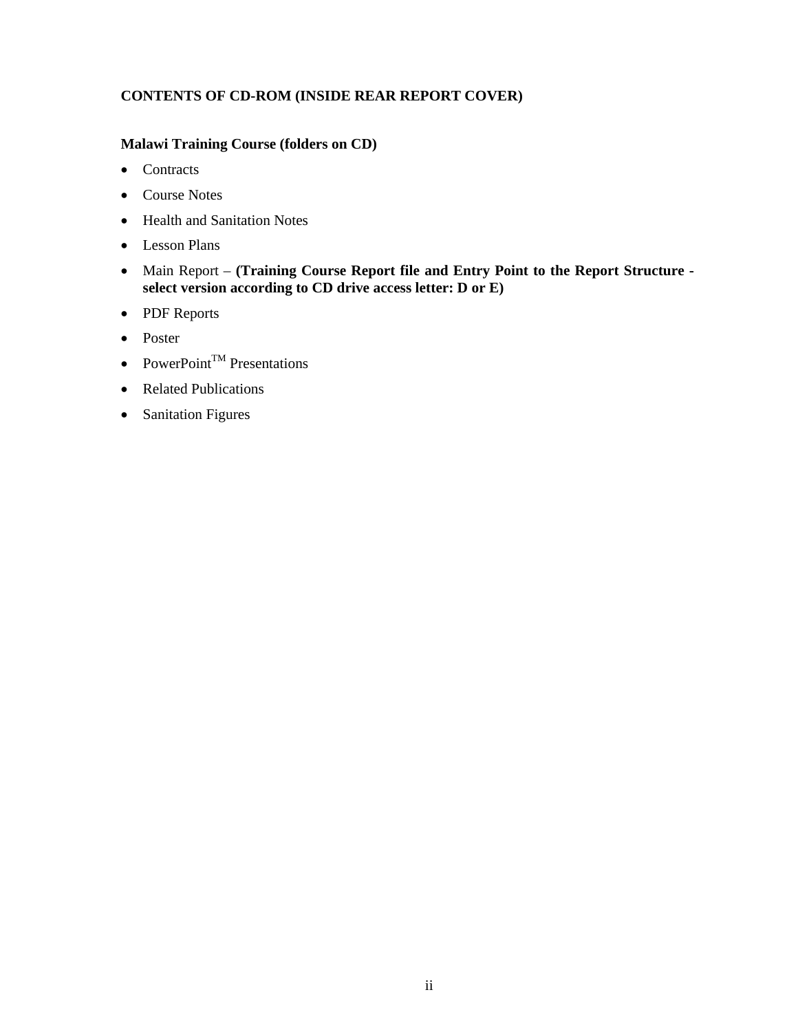**CONTENTS OF CD-ROM (INSIDE REAR REPORT COVER)**

**Malawi Training Course (folders on CD)**

- Contracts
- Course Notes
- Health and Sanitation Notes
- Lesson Plans
- Main Report – **(Training Course Report file and Entry Point to the Report Structure - select version according to CD drive access letter: D or E)**
- PDF Reports
- Poster
- PowerPoint™ Presentations
- Related Publications
- Sanitation Figures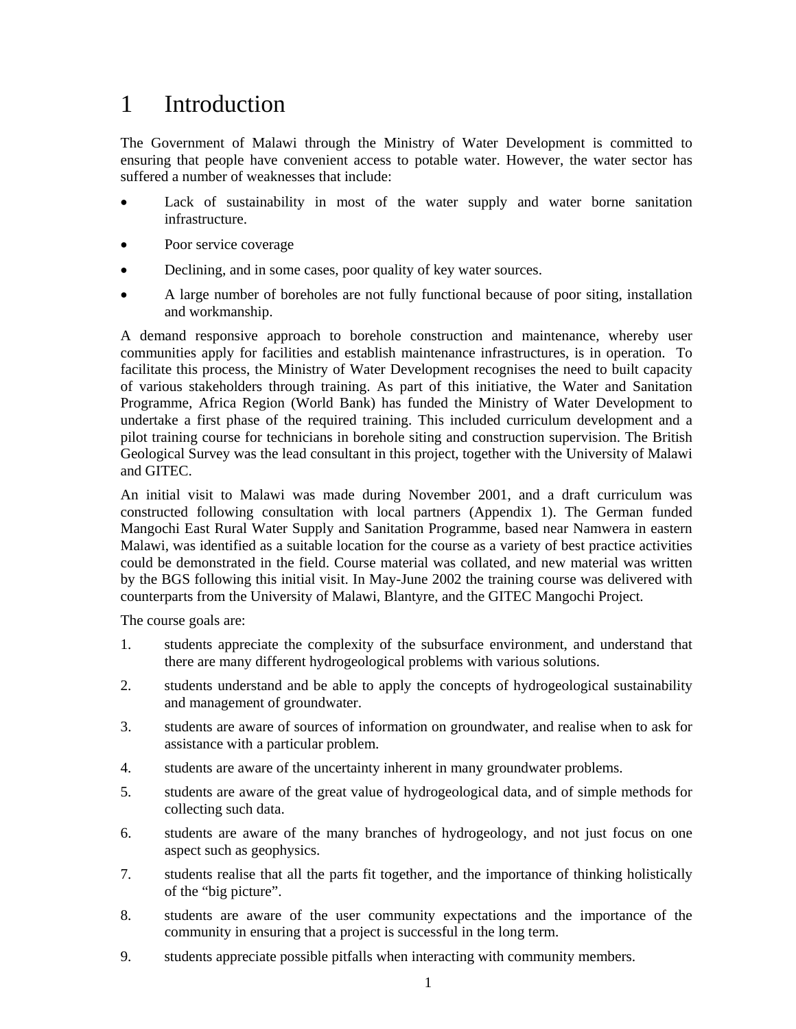# 1 Introduction

The Government of Malawi through the Ministry of Water Development is committed to ensuring that people have convenient access to potable water. However, the water sector has suffered a number of weaknesses that include:

- Lack of sustainability in most of the water supply and water borne sanitation infrastructure.
- Poor service coverage
- Declining, and in some cases, poor quality of key water sources.
- A large number of boreholes are not fully functional because of poor siting, installation and workmanship.

A demand responsive approach to borehole construction and maintenance, whereby user communities apply for facilities and establish maintenance infrastructures, is in operation. To facilitate this process, the Ministry of Water Development recognises the need to built capacity of various stakeholders through training. As part of this initiative, the Water and Sanitation Programme, Africa Region (World Bank) has funded the Ministry of Water Development to undertake a first phase of the required training. This included curriculum development and a pilot training course for technicians in borehole siting and construction supervision. The British Geological Survey was the lead consultant in this project, together with the University of Malawi and GITEC.

An initial visit to Malawi was made during November 2001, and a draft curriculum was constructed following consultation with local partners (Appendix 1). The German funded Mangochi East Rural Water Supply and Sanitation Programme, based near Namwera in eastern Malawi, was identified as a suitable location for the course as a variety of best practice activities could be demonstrated in the field. Course material was collated, and new material was written by the BGS following this initial visit. In May-June 2002 the training course was delivered with counterparts from the University of Malawi, Blantyre, and the GITEC Mangochi Project.

The course goals are:

1. students appreciate the complexity of the subsurface environment, and understand that there are many different hydrogeological problems with various solutions.
2. students understand and be able to apply the concepts of hydrogeological sustainability and management of groundwater.
3. students are aware of sources of information on groundwater, and realise when to ask for assistance with a particular problem.
4. students are aware of the uncertainty inherent in many groundwater problems.
5. students are aware of the great value of hydrogeological data, and of simple methods for collecting such data.
6. students are aware of the many branches of hydrogeology, and not just focus on one aspect such as geophysics.
7. students realise that all the parts fit together, and the importance of thinking holistically of the "big picture".
8. students are aware of the user community expectations and the importance of the community in ensuring that a project is successful in the long term.
9. students appreciate possible pitfalls when interacting with community members.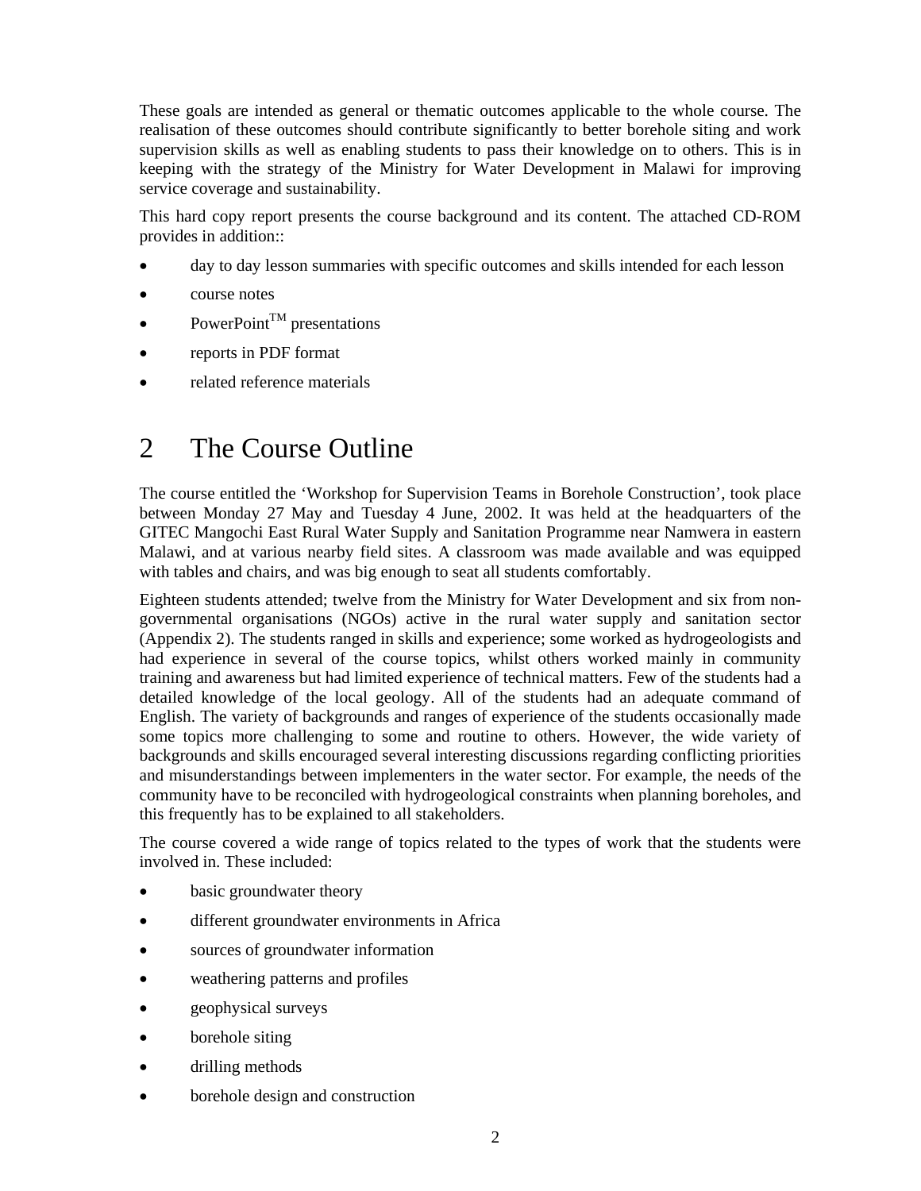These goals are intended as general or thematic outcomes applicable to the whole course. The realisation of these outcomes should contribute significantly to better borehole siting and work supervision skills as well as enabling students to pass their knowledge on to others. This is in keeping with the strategy of the Ministry for Water Development in Malawi for improving service coverage and sustainability.

This hard copy report presents the course background and its content. The attached CD-ROM provides in addition::

- day to day lesson summaries with specific outcomes and skills intended for each lesson
- course notes
- PowerPoint™ presentations
- reports in PDF format
- related reference materials

# 2 The Course Outline

The course entitled the 'Workshop for Supervision Teams in Borehole Construction', took place between Monday 27 May and Tuesday 4 June, 2002. It was held at the headquarters of the GITEC Mangochi East Rural Water Supply and Sanitation Programme near Namwera in eastern Malawi, and at various nearby field sites. A classroom was made available and was equipped with tables and chairs, and was big enough to seat all students comfortably.

Eighteen students attended; twelve from the Ministry for Water Development and six from non-governmental organisations (NGOs) active in the rural water supply and sanitation sector (Appendix 2). The students ranged in skills and experience; some worked as hydrogeologists and had experience in several of the course topics, whilst others worked mainly in community training and awareness but had limited experience of technical matters. Few of the students had a detailed knowledge of the local geology. All of the students had an adequate command of English. The variety of backgrounds and ranges of experience of the students occasionally made some topics more challenging to some and routine to others. However, the wide variety of backgrounds and skills encouraged several interesting discussions regarding conflicting priorities and misunderstandings between implementers in the water sector. For example, the needs of the community have to be reconciled with hydrogeological constraints when planning boreholes, and this frequently has to be explained to all stakeholders.

The course covered a wide range of topics related to the types of work that the students were involved in. These included:

- basic groundwater theory
- different groundwater environments in Africa
- sources of groundwater information
- weathering patterns and profiles
- geophysical surveys
- borehole siting
- drilling methods
- borehole design and construction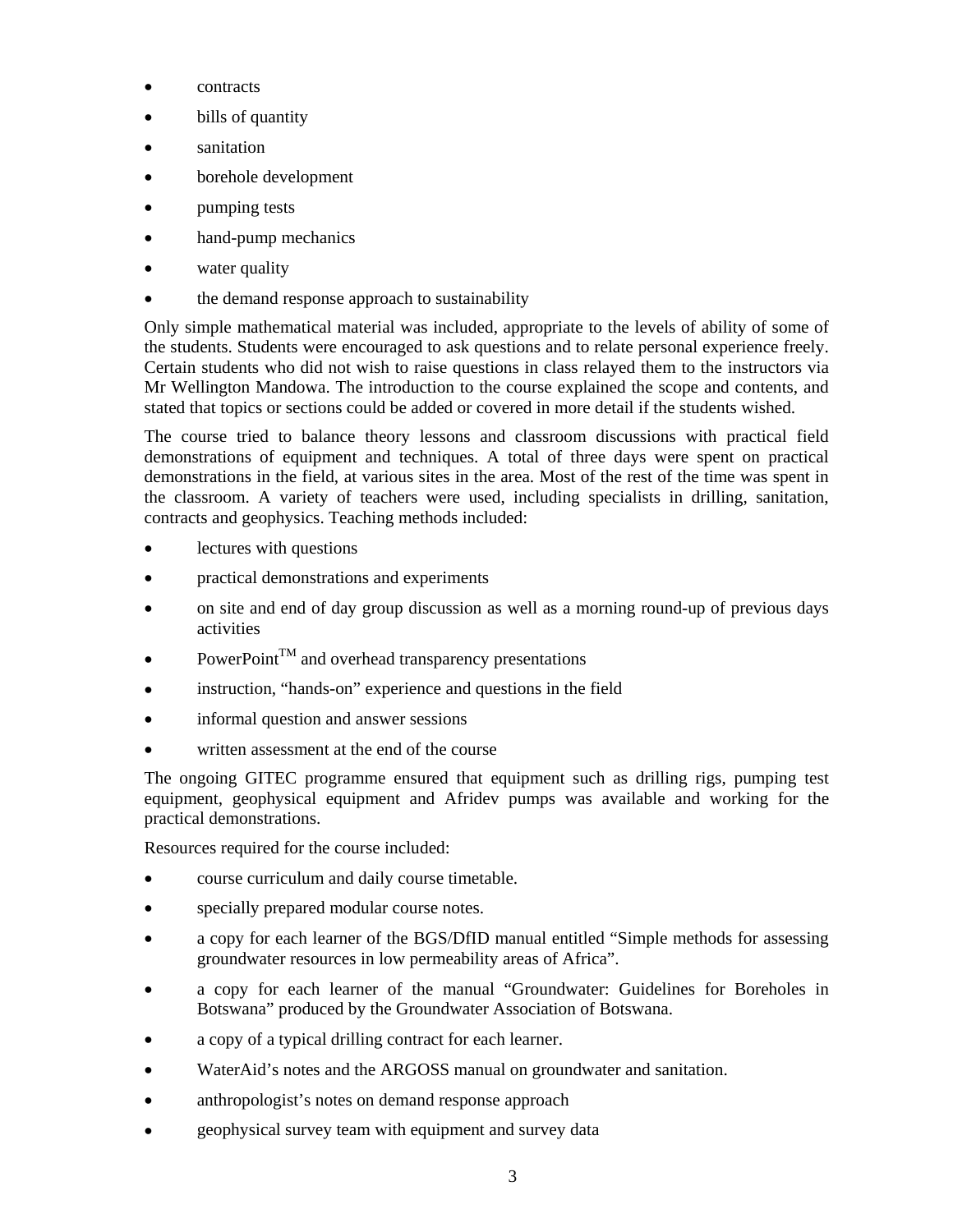- contracts
- bills of quantity
- sanitation
- borehole development
- pumping tests
- hand-pump mechanics
- water quality
- the demand response approach to sustainability

Only simple mathematical material was included, appropriate to the levels of ability of some of the students. Students were encouraged to ask questions and to relate personal experience freely. Certain students who did not wish to raise questions in class relayed them to the instructors via Mr Wellington Mandowa. The introduction to the course explained the scope and contents, and stated that topics or sections could be added or covered in more detail if the students wished.

The course tried to balance theory lessons and classroom discussions with practical field demonstrations of equipment and techniques. A total of three days were spent on practical demonstrations in the field, at various sites in the area. Most of the rest of the time was spent in the classroom. A variety of teachers were used, including specialists in drilling, sanitation, contracts and geophysics. Teaching methods included:

- lectures with questions
- practical demonstrations and experiments
- on site and end of day group discussion as well as a morning round-up of previous days activities
- PowerPoint™ and overhead transparency presentations
- instruction, "hands-on" experience and questions in the field
- informal question and answer sessions
- written assessment at the end of the course

The ongoing GITEC programme ensured that equipment such as drilling rigs, pumping test equipment, geophysical equipment and Afridev pumps was available and working for the practical demonstrations.

Resources required for the course included:

- course curriculum and daily course timetable.
- specially prepared modular course notes.
- a copy for each learner of the BGS/DfID manual entitled "Simple methods for assessing groundwater resources in low permeability areas of Africa".
- a copy for each learner of the manual "Groundwater: Guidelines for Boreholes in Botswana" produced by the Groundwater Association of Botswana.
- a copy of a typical drilling contract for each learner.
- WaterAid's notes and the ARGOSS manual on groundwater and sanitation.
- anthropologist's notes on demand response approach
- geophysical survey team with equipment and survey data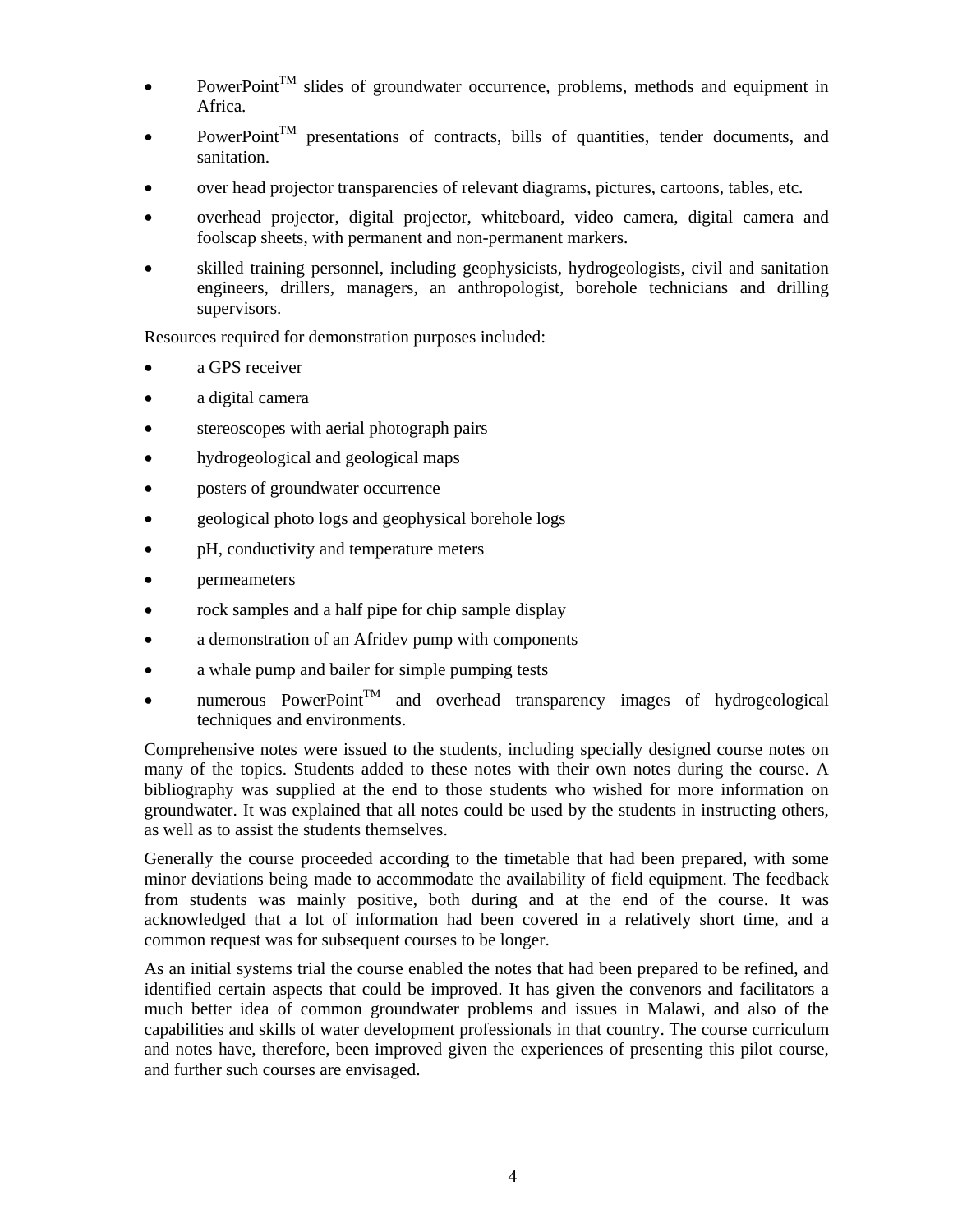- PowerPoint™ slides of groundwater occurrence, problems, methods and equipment in Africa.
- PowerPoint™ presentations of contracts, bills of quantities, tender documents, and sanitation.
- over head projector transparencies of relevant diagrams, pictures, cartoons, tables, etc.
- overhead projector, digital projector, whiteboard, video camera, digital camera and foolscap sheets, with permanent and non-permanent markers.
- skilled training personnel, including geophysicists, hydrogeologists, civil and sanitation engineers, drillers, managers, an anthropologist, borehole technicians and drilling supervisors.

Resources required for demonstration purposes included:

- a GPS receiver
- a digital camera
- stereoscopes with aerial photograph pairs
- hydrogeological and geological maps
- posters of groundwater occurrence
- geological photo logs and geophysical borehole logs
- pH, conductivity and temperature meters
- permeameters
- rock samples and a half pipe for chip sample display
- a demonstration of an Afridev pump with components
- a whale pump and bailer for simple pumping tests
- numerous PowerPoint™ and overhead transparency images of hydrogeological techniques and environments.

Comprehensive notes were issued to the students, including specially designed course notes on many of the topics. Students added to these notes with their own notes during the course. A bibliography was supplied at the end to those students who wished for more information on groundwater. It was explained that all notes could be used by the students in instructing others, as well as to assist the students themselves.

Generally the course proceeded according to the timetable that had been prepared, with some minor deviations being made to accommodate the availability of field equipment. The feedback from students was mainly positive, both during and at the end of the course. It was acknowledged that a lot of information had been covered in a relatively short time, and a common request was for subsequent courses to be longer.

As an initial systems trial the course enabled the notes that had been prepared to be refined, and identified certain aspects that could be improved. It has given the convenors and facilitators a much better idea of common groundwater problems and issues in Malawi, and also of the capabilities and skills of water development professionals in that country. The course curriculum and notes have, therefore, been improved given the experiences of presenting this pilot course, and further such courses are envisaged.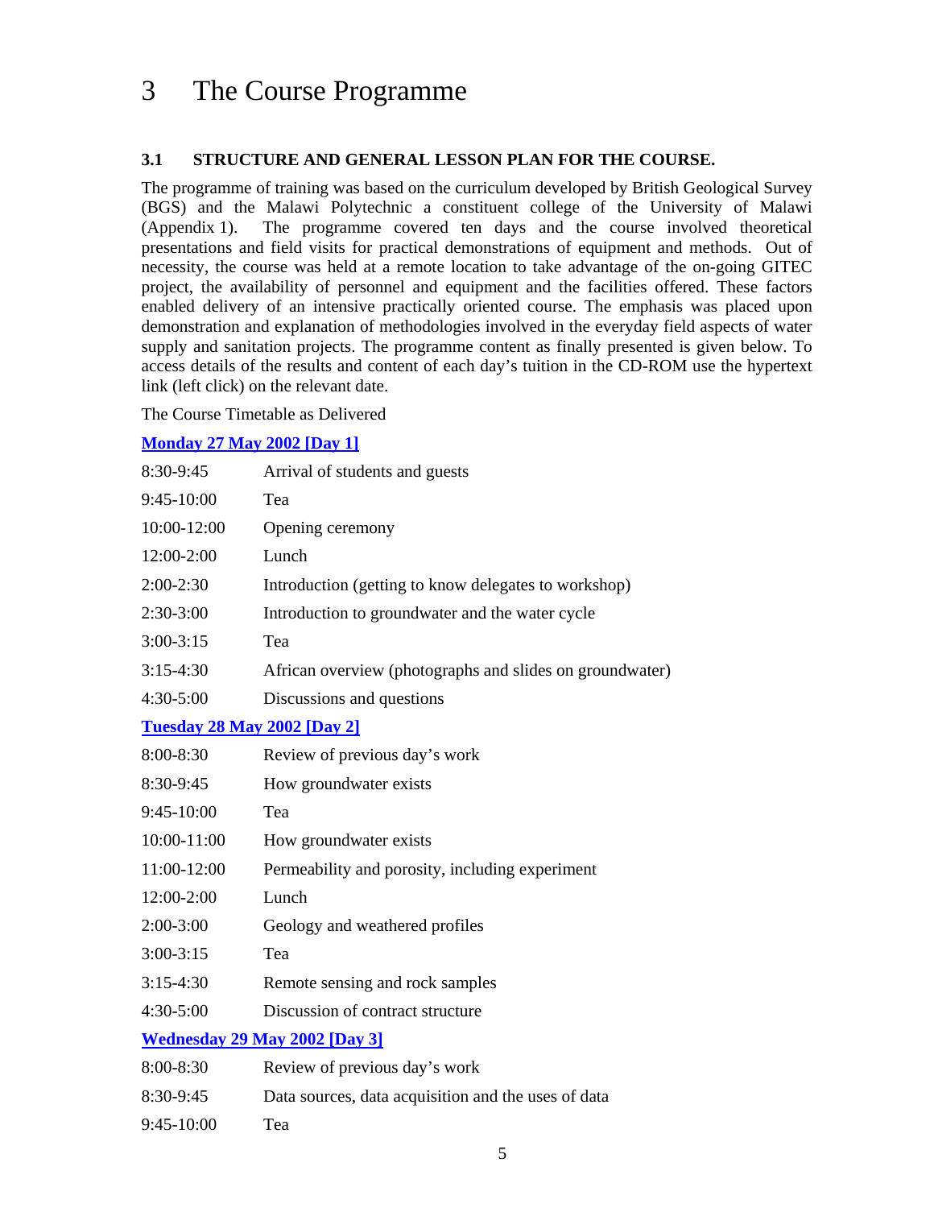# 3 The Course Programme

### 3.1 STRUCTURE AND GENERAL LESSON PLAN FOR THE COURSE.

The programme of training was based on the curriculum developed by British Geological Survey (BGS) and the Malawi Polytechnic a constituent college of the University of Malawi (Appendix 1). The programme covered ten days and the course involved theoretical presentations and field visits for practical demonstrations of equipment and methods. Out of necessity, the course was held at a remote location to take advantage of the on-going GITEC project, the availability of personnel and equipment and the facilities offered. These factors enabled delivery of an intensive practically oriented course. The emphasis was placed upon demonstration and explanation of methodologies involved in the everyday field aspects of water supply and sanitation projects. The programme content as finally presented is given below. To access details of the results and content of each day's tuition in the CD-ROM use the hypertext link (left click) on the relevant date.

The Course Timetable as Delivered

**Monday 27 May 2002 [Day 1]**

| | |
|---|---|
| 8:30-9:45 | Arrival of students and guests |
| 9:45-10:00 | Tea |
| 10:00-12:00 | Opening ceremony |
| 12:00-2:00 | Lunch |
| 2:00-2:30 | Introduction (getting to know delegates to workshop) |
| 2:30-3:00 | Introduction to groundwater and the water cycle |
| 3:00-3:15 | Tea |
| 3:15-4:30 | African overview (photographs and slides on groundwater) |
| 4:30-5:00 | Discussions and questions |

**Tuesday 28 May 2002 [Day 2]**

| | |
|---|---|
| 8:00-8:30 | Review of previous day's work |
| 8:30-9:45 | How groundwater exists |
| 9:45-10:00 | Tea |
| 10:00-11:00 | How groundwater exists |
| 11:00-12:00 | Permeability and porosity, including experiment |
| 12:00-2:00 | Lunch |
| 2:00-3:00 | Geology and weathered profiles |
| 3:00-3:15 | Tea |
| 3:15-4:30 | Remote sensing and rock samples |
| 4:30-5:00 | Discussion of contract structure |

**Wednesday 29 May 2002 [Day 3]**

| | |
|---|---|
| 8:00-8:30 | Review of previous day's work |
| 8:30-9:45 | Data sources, data acquisition and the uses of data |
| 9:45-10:00 | Tea |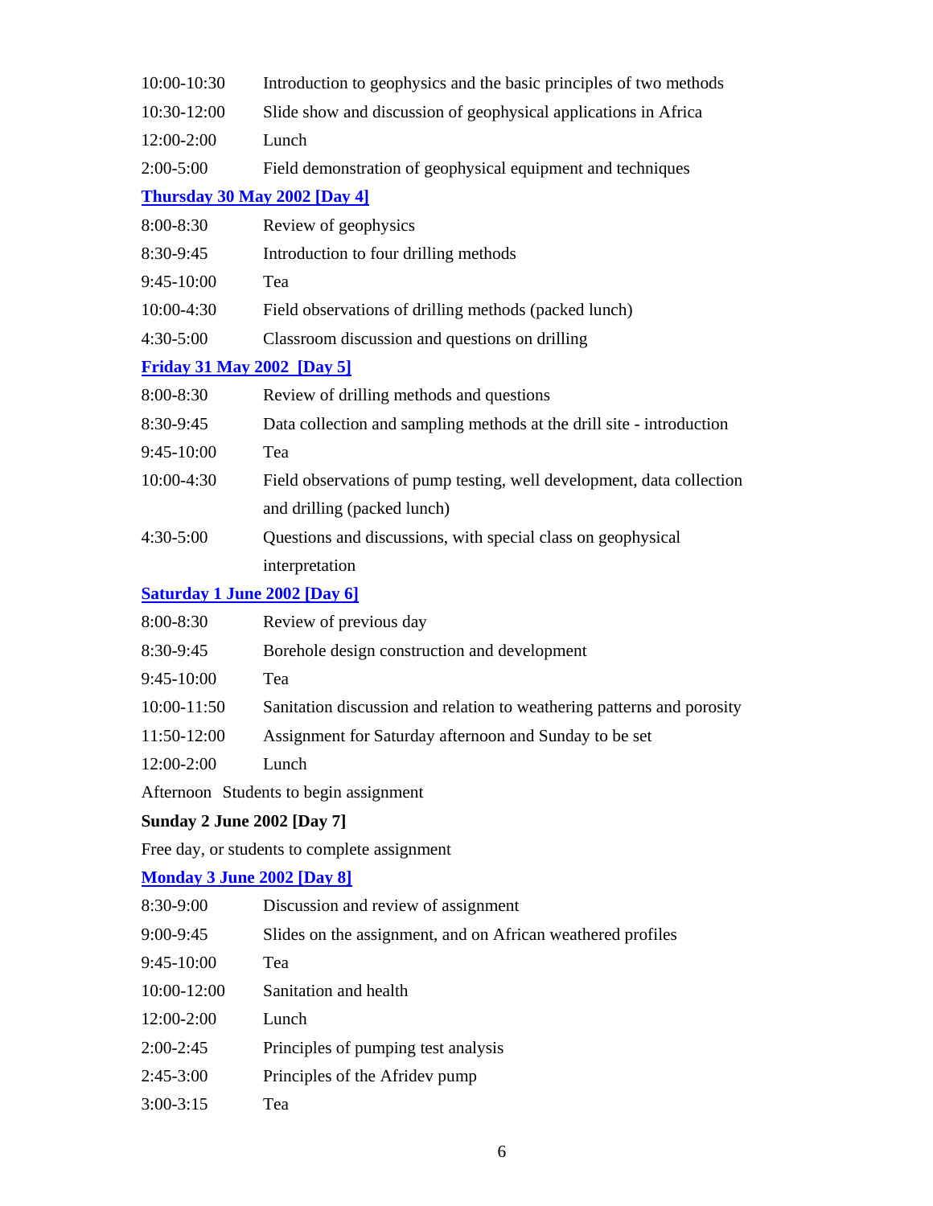| | |
|---|---|
| 10:00-10:30 | Introduction to geophysics and the basic principles of two methods |
| 10:30-12:00 | Slide show and discussion of geophysical applications in Africa |
| 12:00-2:00 | Lunch |
| 2:00-5:00 | Field demonstration of geophysical equipment and techniques |

**Thursday 30 May 2002 [Day 4]**

| | |
|---|---|
| 8:00-8:30 | Review of geophysics |
| 8:30-9:45 | Introduction to four drilling methods |
| 9:45-10:00 | Tea |
| 10:00-4:30 | Field observations of drilling methods (packed lunch) |
| 4:30-5:00 | Classroom discussion and questions on drilling |

**Friday 31 May 2002 [Day 5]**

| | |
|---|---|
| 8:00-8:30 | Review of drilling methods and questions |
| 8:30-9:45 | Data collection and sampling methods at the drill site - introduction |
| 9:45-10:00 | Tea |
| 10:00-4:30 | Field observations of pump testing, well development, data collection and drilling (packed lunch) |
| 4:30-5:00 | Questions and discussions, with special class on geophysical interpretation |

**Saturday 1 June 2002 [Day 6]**

| | |
|---|---|
| 8:00-8:30 | Review of previous day |
| 8:30-9:45 | Borehole design construction and development |
| 9:45-10:00 | Tea |
| 10:00-11:50 | Sanitation discussion and relation to weathering patterns and porosity |
| 11:50-12:00 | Assignment for Saturday afternoon and Sunday to be set |
| 12:00-2:00 | Lunch |

Afternoon Students to begin assignment

**Sunday 2 June 2002 [Day 7]**

Free day, or students to complete assignment

**Monday 3 June 2002 [Day 8]**

| | |
|---|---|
| 8:30-9:00 | Discussion and review of assignment |
| 9:00-9:45 | Slides on the assignment, and on African weathered profiles |
| 9:45-10:00 | Tea |
| 10:00-12:00 | Sanitation and health |
| 12:00-2:00 | Lunch |
| 2:00-2:45 | Principles of pumping test analysis |
| 2:45-3:00 | Principles of the Afridev pump |
| 3:00-3:15 | Tea |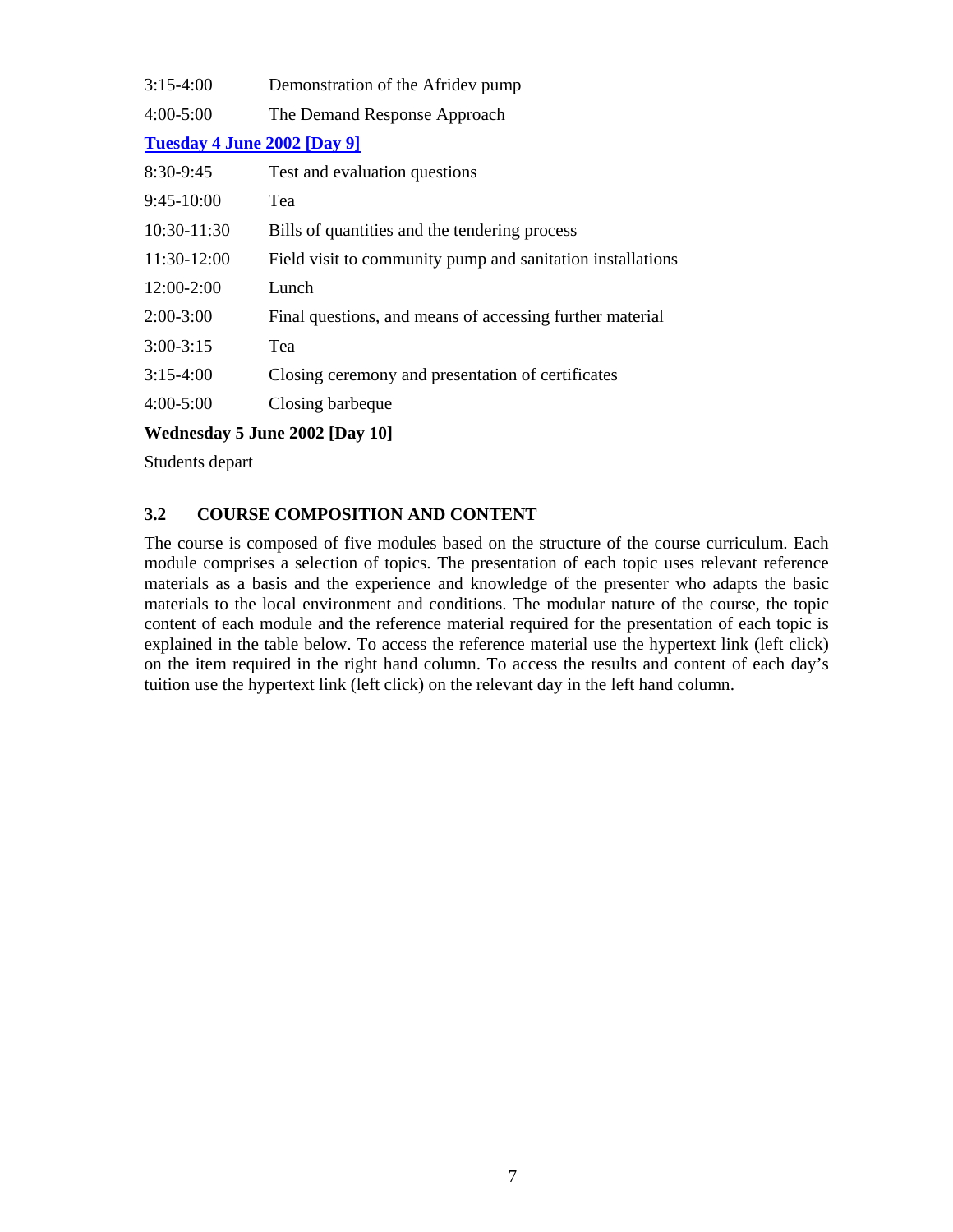3:15-4:00 Demonstration of the Afridev pump

4:00-5:00 The Demand Response Approach

**Tuesday 4 June 2002 [Day 9]**

8:30-9:45 Test and evaluation questions

9:45-10:00 Tea

10:30-11:30 Bills of quantities and the tendering process

11:30-12:00 Field visit to community pump and sanitation installations

12:00-2:00 Lunch

2:00-3:00 Final questions, and means of accessing further material

3:00-3:15 Tea

3:15-4:00 Closing ceremony and presentation of certificates

4:00-5:00 Closing barbeque

**Wednesday 5 June 2002 [Day 10]**

Students depart

### 3.2 COURSE COMPOSITION AND CONTENT

The course is composed of five modules based on the structure of the course curriculum. Each module comprises a selection of topics. The presentation of each topic uses relevant reference materials as a basis and the experience and knowledge of the presenter who adapts the basic materials to the local environment and conditions. The modular nature of the course, the topic content of each module and the reference material required for the presentation of each topic is explained in the table below. To access the reference material use the hypertext link (left click) on the item required in the right hand column. To access the results and content of each day's tuition use the hypertext link (left click) on the relevant day in the left hand column.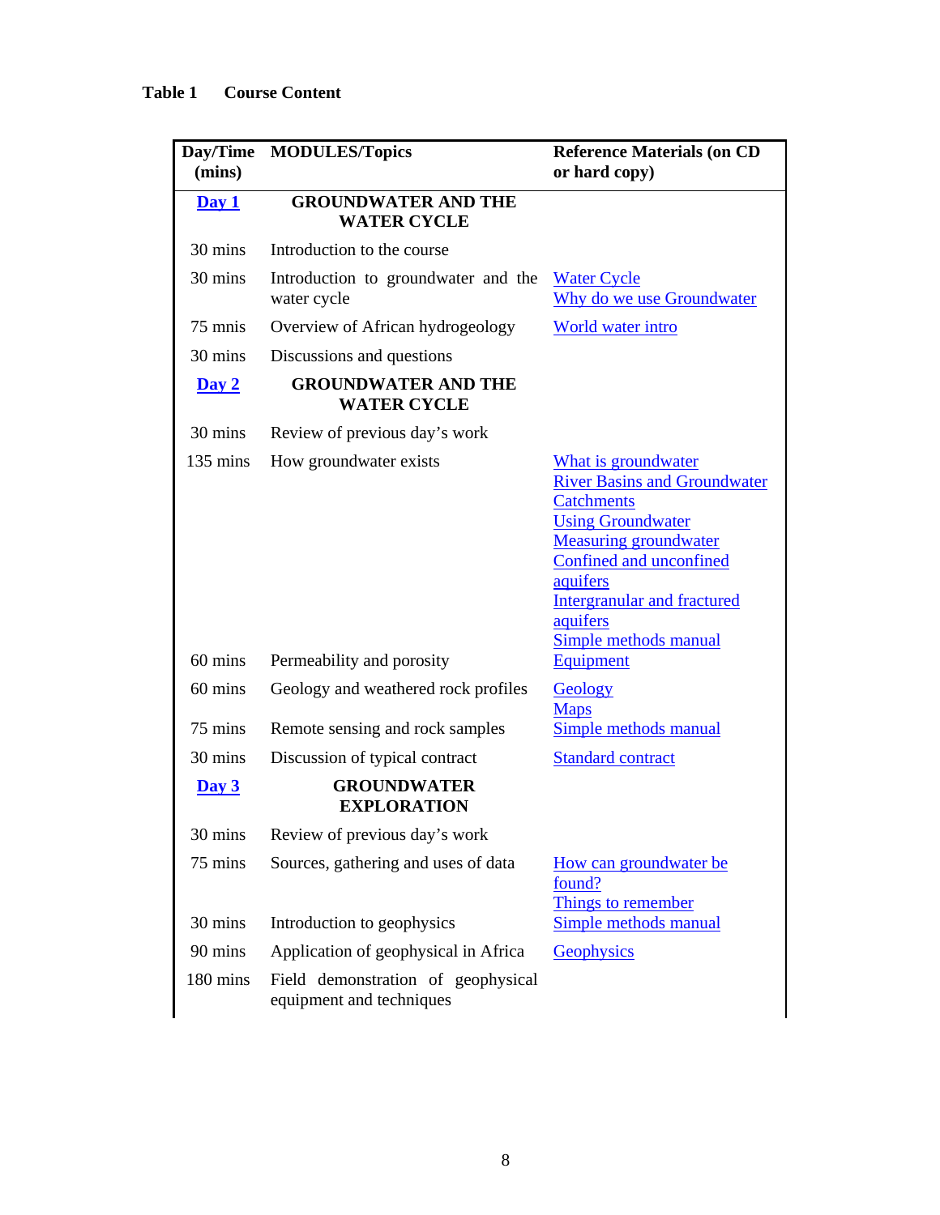**Table 1 Course Content**

| Day/Time (mins) | MODULES/Topics | Reference Materials (on CD or hard copy) |
|---|---|---|
| **Day 1** | **GROUNDWATER AND THE WATER CYCLE** | |
| 30 mins | Introduction to the course | |
| 30 mins | Introduction to groundwater and the water cycle | Water Cycle<br>Why do we use Groundwater |
| 75 mnis | Overview of African hydrogeology | World water intro |
| 30 mins | Discussions and questions | |
| **Day 2** | **GROUNDWATER AND THE WATER CYCLE** | |
| 30 mins | Review of previous day's work | |
| 135 mins | How groundwater exists | What is groundwater<br>River Basins and Groundwater<br>Catchments<br>Using Groundwater<br>Measuring groundwater<br>Confined and unconfined aquifers<br>Intergranular and fractured aquifers<br>Simple methods manual |
| 60 mins | Permeability and porosity | Equipment |
| 60 mins | Geology and weathered rock profiles | Geology<br>Maps |
| 75 mins | Remote sensing and rock samples | Simple methods manual |
| 30 mins | Discussion of typical contract | Standard contract |
| **Day 3** | **GROUNDWATER EXPLORATION** | |
| 30 mins | Review of previous day's work | |
| 75 mins | Sources, gathering and uses of data | How can groundwater be found?<br>Things to remember |
| 30 mins | Introduction to geophysics | Simple methods manual |
| 90 mins | Application of geophysical in Africa | Geophysics |
| 180 mins | Field demonstration of geophysical equipment and techniques | |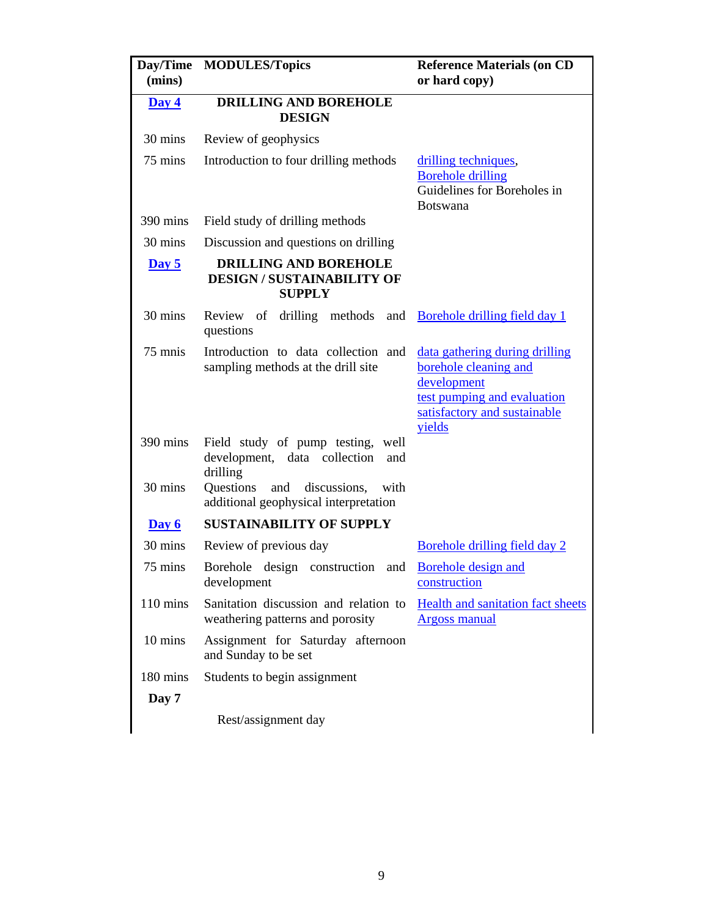| Day/Time (mins) | MODULES/Topics | Reference Materials (on CD or hard copy) |
|---|---|---|
| **Day 4** | **DRILLING AND BOREHOLE DESIGN** | |
| 30 mins | Review of geophysics | |
| 75 mins | Introduction to four drilling methods | drilling techniques, Borehole drilling Guidelines for Boreholes in Botswana |
| 390 mins | Field study of drilling methods | |
| 30 mins | Discussion and questions on drilling | |
| **Day 5** | **DRILLING AND BOREHOLE DESIGN / SUSTAINABILITY OF SUPPLY** | |
| 30 mins | Review of drilling methods and questions | Borehole drilling field day 1 |
| 75 mnis | Introduction to data collection and sampling methods at the drill site | data gathering during drilling borehole cleaning and development test pumping and evaluation satisfactory and sustainable yields |
| 390 mins | Field study of pump testing, well development, data collection and drilling | |
| 30 mins | Questions and discussions, with additional geophysical interpretation | |
| **Day 6** | **SUSTAINABILITY OF SUPPLY** | |
| 30 mins | Review of previous day | Borehole drilling field day 2 |
| 75 mins | Borehole design construction and development | Borehole design and construction |
| 110 mins | Sanitation discussion and relation to weathering patterns and porosity | Health and sanitation fact sheets Argoss manual |
| 10 mins | Assignment for Saturday afternoon and Sunday to be set | |
| 180 mins | Students to begin assignment | |
| **Day 7** | | |
| | Rest/assignment day | |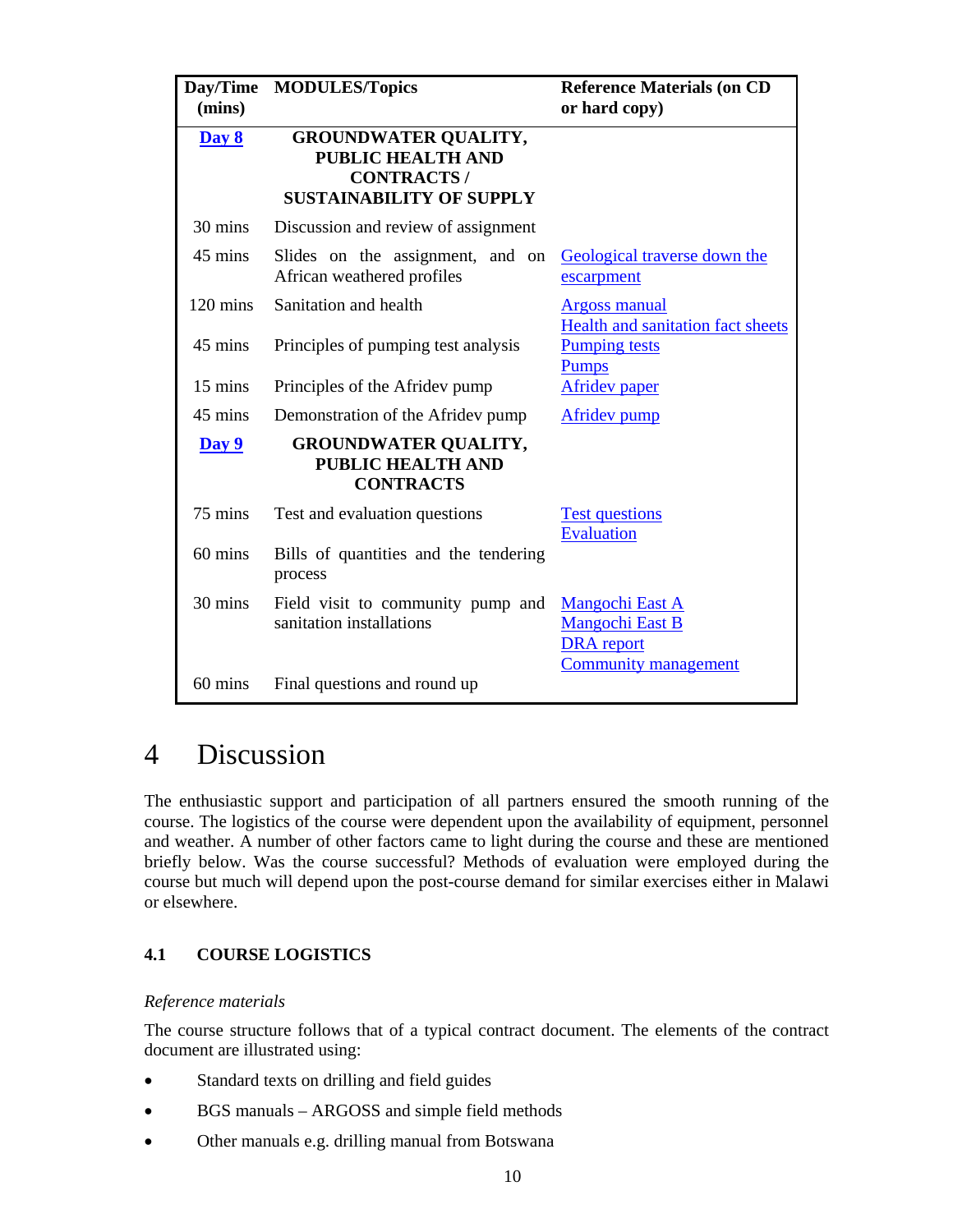| Day/Time (mins) | MODULES/Topics | Reference Materials (on CD or hard copy) |
|---|---|---|
| **Day 8** | **GROUNDWATER QUALITY, PUBLIC HEALTH AND CONTRACTS / SUSTAINABILITY OF SUPPLY** | |
| 30 mins | Discussion and review of assignment | |
| 45 mins | Slides on the assignment, and on African weathered profiles | Geological traverse down the escarpment |
| 120 mins | Sanitation and health | Argoss manual<br>Health and sanitation fact sheets |
| 45 mins | Principles of pumping test analysis | Pumping tests<br>Pumps |
| 15 mins | Principles of the Afridev pump | Afridev paper |
| 45 mins | Demonstration of the Afridev pump | Afridev pump |
| **Day 9** | **GROUNDWATER QUALITY, PUBLIC HEALTH AND CONTRACTS** | |
| 75 mins | Test and evaluation questions | Test questions<br>Evaluation |
| 60 mins | Bills of quantities and the tendering process | |
| 30 mins | Field visit to community pump and sanitation installations | Mangochi East A<br>Mangochi East B<br>DRA report<br>Community management |
| 60 mins | Final questions and round up | |

# 4 Discussion

The enthusiastic support and participation of all partners ensured the smooth running of the course. The logistics of the course were dependent upon the availability of equipment, personnel and weather. A number of other factors came to light during the course and these are mentioned briefly below. Was the course successful? Methods of evaluation were employed during the course but much will depend upon the post-course demand for similar exercises either in Malawi or elsewhere.

## 4.1 COURSE LOGISTICS

*Reference materials*

The course structure follows that of a typical contract document. The elements of the contract document are illustrated using:

- Standard texts on drilling and field guides
- BGS manuals – ARGOSS and simple field methods
- Other manuals e.g. drilling manual from Botswana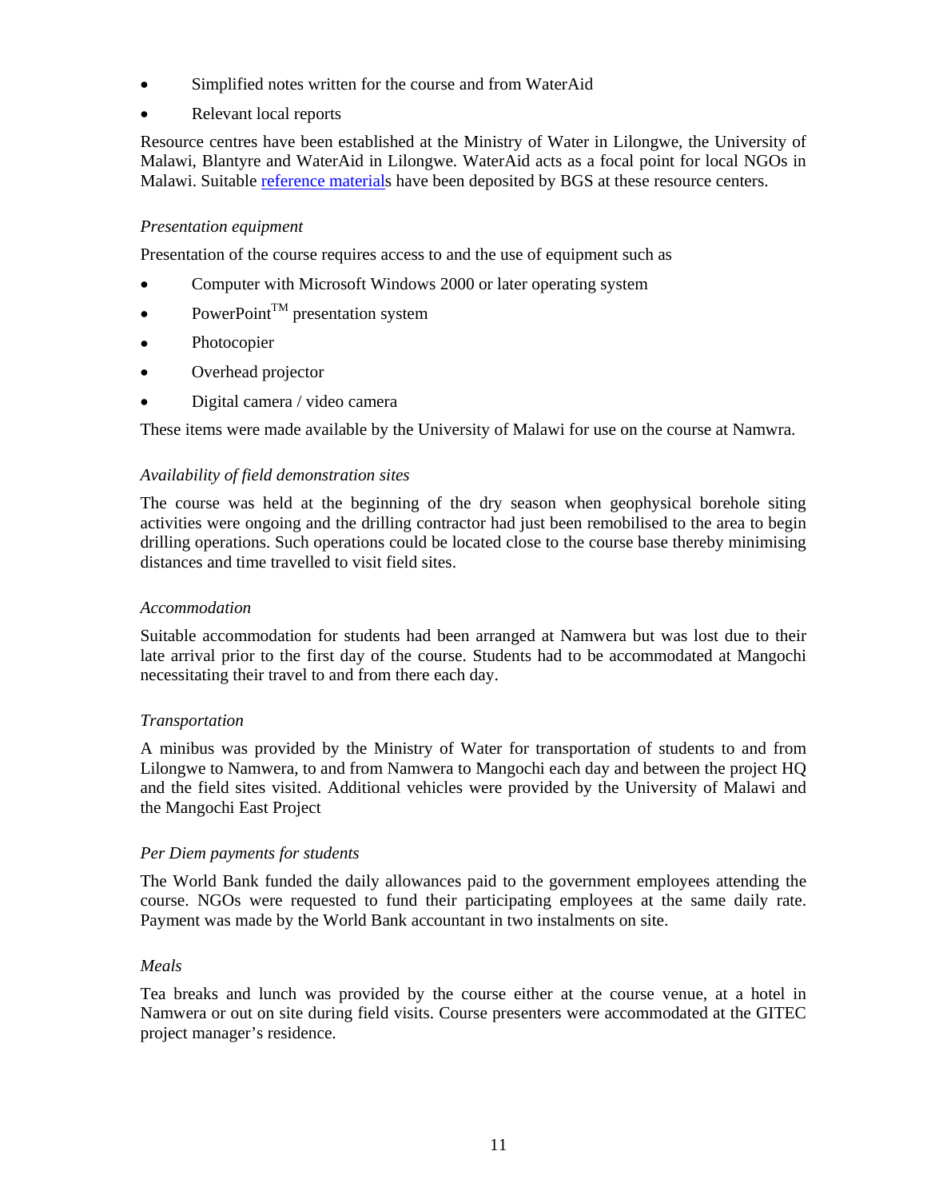- Simplified notes written for the course and from WaterAid
- Relevant local reports

Resource centres have been established at the Ministry of Water in Lilongwe, the University of Malawi, Blantyre and WaterAid in Lilongwe. WaterAid acts as a focal point for local NGOs in Malawi. Suitable reference materials have been deposited by BGS at these resource centers.

*Presentation equipment*

Presentation of the course requires access to and the use of equipment such as

- Computer with Microsoft Windows 2000 or later operating system
- PowerPoint™ presentation system
- Photocopier
- Overhead projector
- Digital camera / video camera

These items were made available by the University of Malawi for use on the course at Namwra.

*Availability of field demonstration sites*

The course was held at the beginning of the dry season when geophysical borehole siting activities were ongoing and the drilling contractor had just been remobilised to the area to begin drilling operations. Such operations could be located close to the course base thereby minimising distances and time travelled to visit field sites.

*Accommodation*

Suitable accommodation for students had been arranged at Namwera but was lost due to their late arrival prior to the first day of the course. Students had to be accommodated at Mangochi necessitating their travel to and from there each day.

*Transportation*

A minibus was provided by the Ministry of Water for transportation of students to and from Lilongwe to Namwera, to and from Namwera to Mangochi each day and between the project HQ and the field sites visited. Additional vehicles were provided by the University of Malawi and the Mangochi East Project

*Per Diem payments for students*

The World Bank funded the daily allowances paid to the government employees attending the course. NGOs were requested to fund their participating employees at the same daily rate. Payment was made by the World Bank accountant in two instalments on site.

*Meals*

Tea breaks and lunch was provided by the course either at the course venue, at a hotel in Namwera or out on site during field visits. Course presenters were accommodated at the GITEC project manager's residence.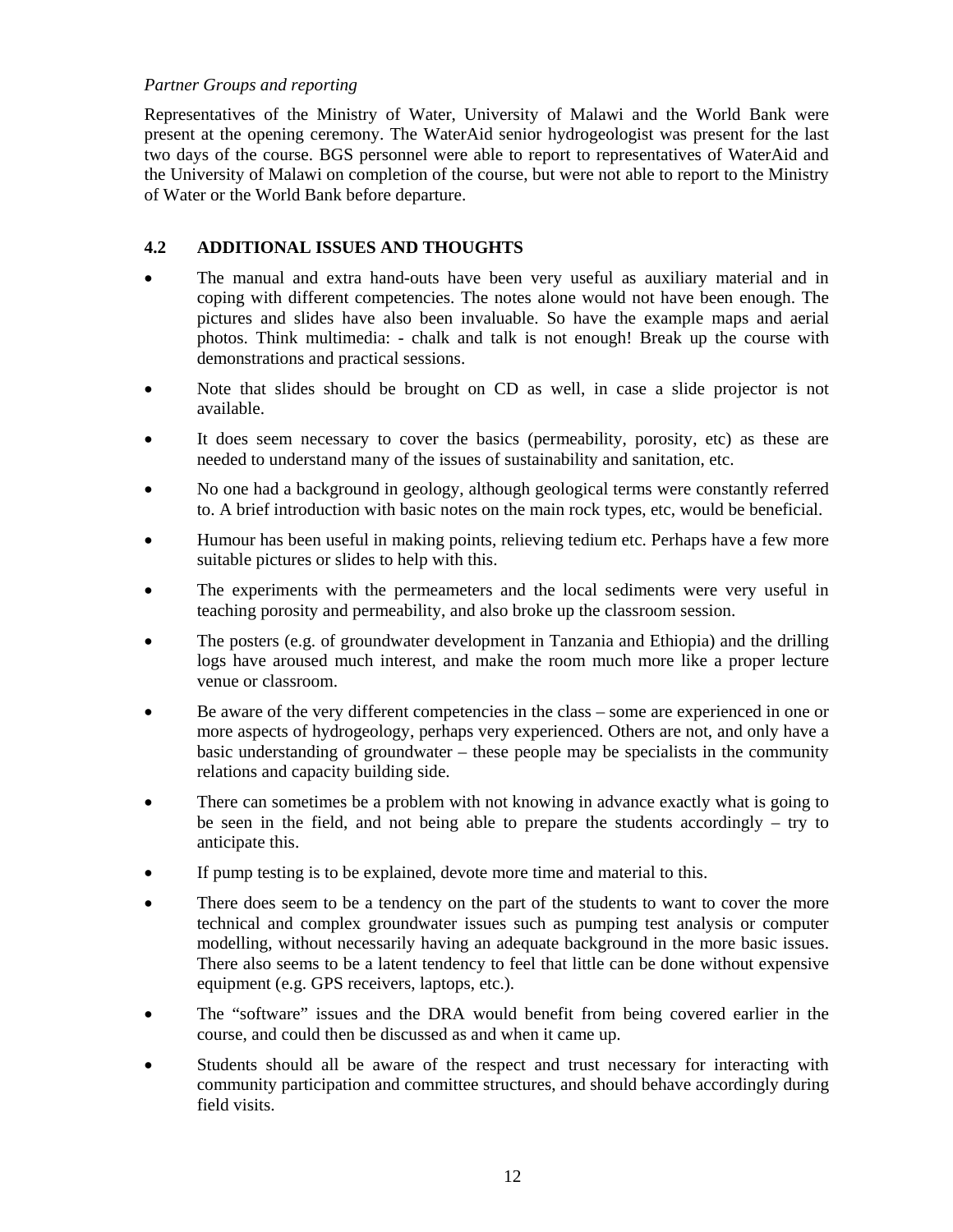*Partner Groups and reporting*

Representatives of the Ministry of Water, University of Malawi and the World Bank were present at the opening ceremony. The WaterAid senior hydrogeologist was present for the last two days of the course. BGS personnel were able to report to representatives of WaterAid and the University of Malawi on completion of the course, but were not able to report to the Ministry of Water or the World Bank before departure.

## 4.2 ADDITIONAL ISSUES AND THOUGHTS

- The manual and extra hand-outs have been very useful as auxiliary material and in coping with different competencies. The notes alone would not have been enough. The pictures and slides have also been invaluable. So have the example maps and aerial photos. Think multimedia: - chalk and talk is not enough! Break up the course with demonstrations and practical sessions.
- Note that slides should be brought on CD as well, in case a slide projector is not available.
- It does seem necessary to cover the basics (permeability, porosity, etc) as these are needed to understand many of the issues of sustainability and sanitation, etc.
- No one had a background in geology, although geological terms were constantly referred to. A brief introduction with basic notes on the main rock types, etc, would be beneficial.
- Humour has been useful in making points, relieving tedium etc. Perhaps have a few more suitable pictures or slides to help with this.
- The experiments with the permeameters and the local sediments were very useful in teaching porosity and permeability, and also broke up the classroom session.
- The posters (e.g. of groundwater development in Tanzania and Ethiopia) and the drilling logs have aroused much interest, and make the room much more like a proper lecture venue or classroom.
- Be aware of the very different competencies in the class – some are experienced in one or more aspects of hydrogeology, perhaps very experienced. Others are not, and only have a basic understanding of groundwater – these people may be specialists in the community relations and capacity building side.
- There can sometimes be a problem with not knowing in advance exactly what is going to be seen in the field, and not being able to prepare the students accordingly – try to anticipate this.
- If pump testing is to be explained, devote more time and material to this.
- There does seem to be a tendency on the part of the students to want to cover the more technical and complex groundwater issues such as pumping test analysis or computer modelling, without necessarily having an adequate background in the more basic issues. There also seems to be a latent tendency to feel that little can be done without expensive equipment (e.g. GPS receivers, laptops, etc.).
- The "software" issues and the DRA would benefit from being covered earlier in the course, and could then be discussed as and when it came up.
- Students should all be aware of the respect and trust necessary for interacting with community participation and committee structures, and should behave accordingly during field visits.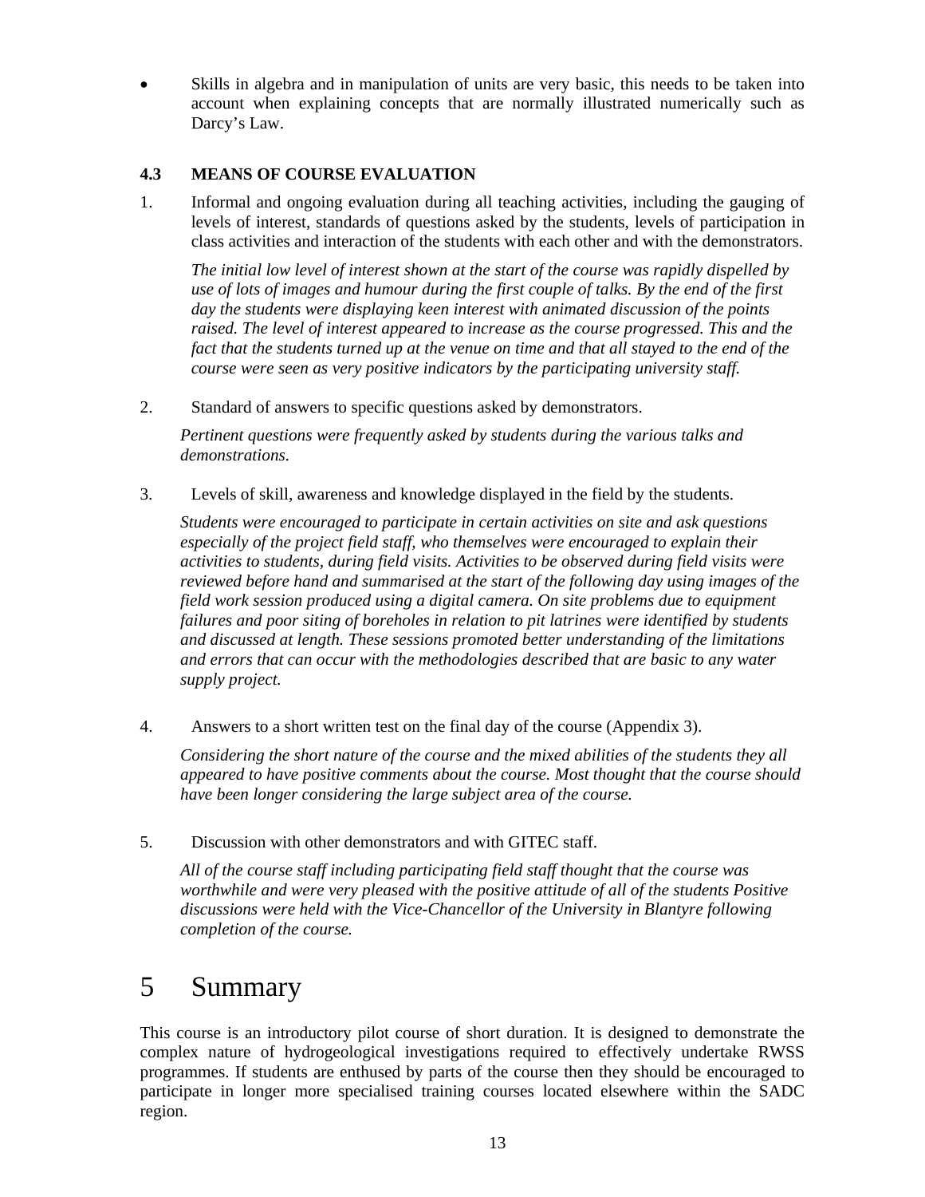- Skills in algebra and in manipulation of units are very basic, this needs to be taken into account when explaining concepts that are normally illustrated numerically such as Darcy's Law.

### 4.3 MEANS OF COURSE EVALUATION

1. Informal and ongoing evaluation during all teaching activities, including the gauging of levels of interest, standards of questions asked by the students, levels of participation in class activities and interaction of the students with each other and with the demonstrators.

   *The initial low level of interest shown at the start of the course was rapidly dispelled by use of lots of images and humour during the first couple of talks. By the end of the first day the students were displaying keen interest with animated discussion of the points raised. The level of interest appeared to increase as the course progressed. This and the fact that the students turned up at the venue on time and that all stayed to the end of the course were seen as very positive indicators by the participating university staff.*

2. Standard of answers to specific questions asked by demonstrators.

   *Pertinent questions were frequently asked by students during the various talks and demonstrations.*

3. Levels of skill, awareness and knowledge displayed in the field by the students.

   *Students were encouraged to participate in certain activities on site and ask questions especially of the project field staff, who themselves were encouraged to explain their activities to students, during field visits. Activities to be observed during field visits were reviewed before hand and summarised at the start of the following day using images of the field work session produced using a digital camera. On site problems due to equipment failures and poor siting of boreholes in relation to pit latrines were identified by students and discussed at length. These sessions promoted better understanding of the limitations and errors that can occur with the methodologies described that are basic to any water supply project.*

4. Answers to a short written test on the final day of the course (Appendix 3).

   *Considering the short nature of the course and the mixed abilities of the students they all appeared to have positive comments about the course. Most thought that the course should have been longer considering the large subject area of the course.*

5. Discussion with other demonstrators and with GITEC staff.

   *All of the course staff including participating field staff thought that the course was worthwhile and were very pleased with the positive attitude of all of the students Positive discussions were held with the Vice-Chancellor of the University in Blantyre following completion of the course.*

# 5 Summary

This course is an introductory pilot course of short duration. It is designed to demonstrate the complex nature of hydrogeological investigations required to effectively undertake RWSS programmes. If students are enthused by parts of the course then they should be encouraged to participate in longer more specialised training courses located elsewhere within the SADC region.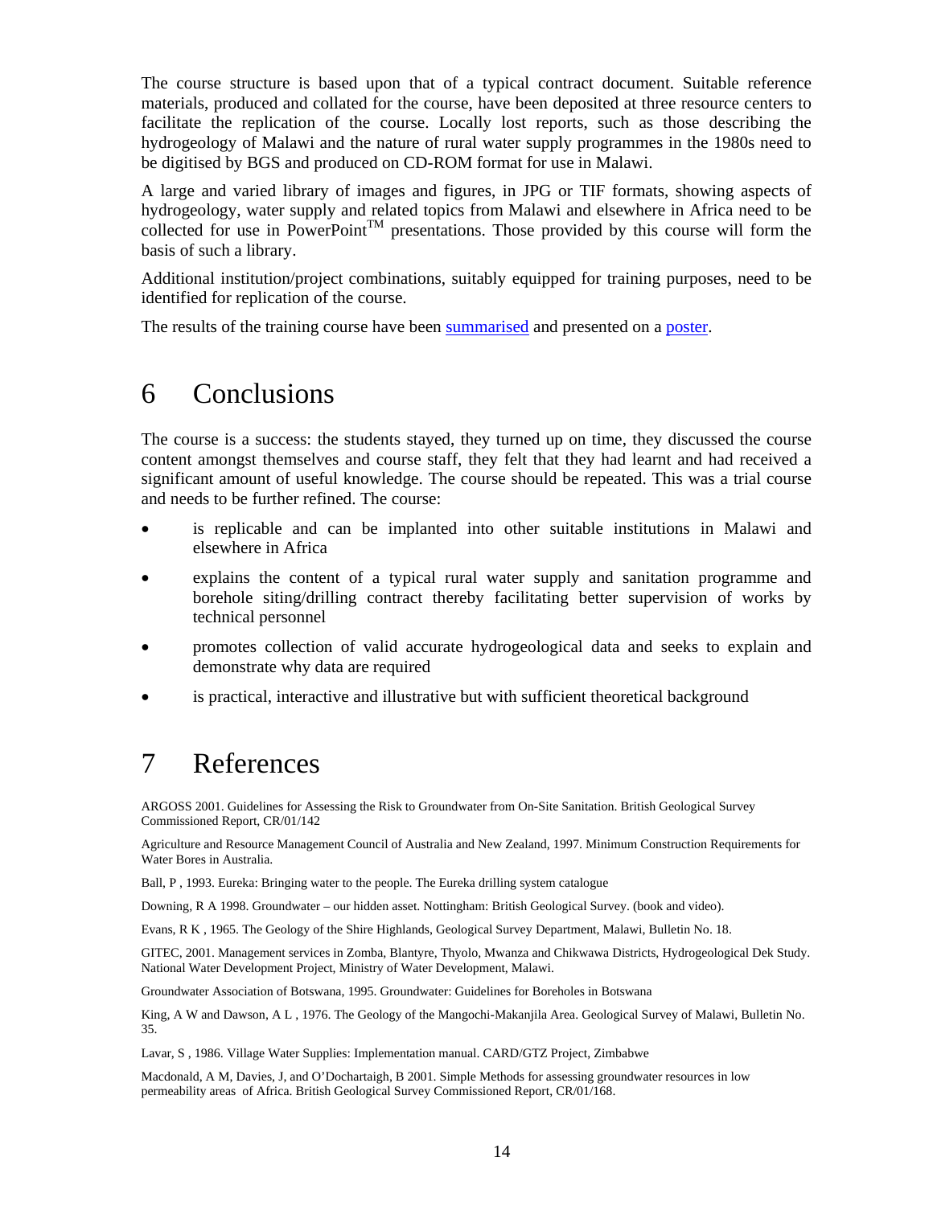The course structure is based upon that of a typical contract document. Suitable reference materials, produced and collated for the course, have been deposited at three resource centers to facilitate the replication of the course. Locally lost reports, such as those describing the hydrogeology of Malawi and the nature of rural water supply programmes in the 1980s need to be digitised by BGS and produced on CD-ROM format for use in Malawi.

A large and varied library of images and figures, in JPG or TIF formats, showing aspects of hydrogeology, water supply and related topics from Malawi and elsewhere in Africa need to be collected for use in PowerPoint™ presentations. Those provided by this course will form the basis of such a library.

Additional institution/project combinations, suitably equipped for training purposes, need to be identified for replication of the course.

The results of the training course have been summarised and presented on a poster.

# 6 Conclusions

The course is a success: the students stayed, they turned up on time, they discussed the course content amongst themselves and course staff, they felt that they had learnt and had received a significant amount of useful knowledge. The course should be repeated. This was a trial course and needs to be further refined. The course:

- is replicable and can be implanted into other suitable institutions in Malawi and elsewhere in Africa
- explains the content of a typical rural water supply and sanitation programme and borehole siting/drilling contract thereby facilitating better supervision of works by technical personnel
- promotes collection of valid accurate hydrogeological data and seeks to explain and demonstrate why data are required
- is practical, interactive and illustrative but with sufficient theoretical background

# 7 References

ARGOSS 2001. Guidelines for Assessing the Risk to Groundwater from On-Site Sanitation. British Geological Survey Commissioned Report, CR/01/142

Agriculture and Resource Management Council of Australia and New Zealand, 1997. Minimum Construction Requirements for Water Bores in Australia.

Ball, P , 1993. Eureka: Bringing water to the people. The Eureka drilling system catalogue

Downing, R A 1998. Groundwater – our hidden asset. Nottingham: British Geological Survey. (book and video).

Evans, R K , 1965. The Geology of the Shire Highlands, Geological Survey Department, Malawi, Bulletin No. 18.

GITEC, 2001. Management services in Zomba, Blantyre, Thyolo, Mwanza and Chikwawa Districts, Hydrogeological Dek Study. National Water Development Project, Ministry of Water Development, Malawi.

Groundwater Association of Botswana, 1995. Groundwater: Guidelines for Boreholes in Botswana

King, A W and Dawson, A L , 1976. The Geology of the Mangochi-Makanjila Area. Geological Survey of Malawi, Bulletin No. 35.

Lavar, S , 1986. Village Water Supplies: Implementation manual. CARD/GTZ Project, Zimbabwe

Macdonald, A M, Davies, J, and O'Dochartaigh, B 2001. Simple Methods for assessing groundwater resources in low permeability areas of Africa. British Geological Survey Commissioned Report, CR/01/168.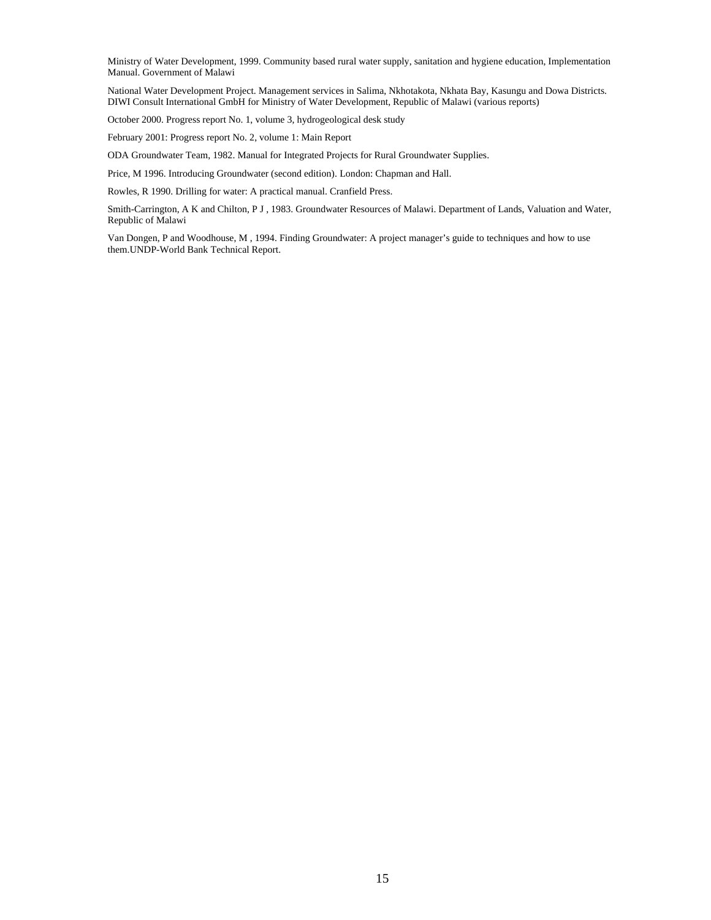Ministry of Water Development, 1999. Community based rural water supply, sanitation and hygiene education, Implementation Manual. Government of Malawi

National Water Development Project. Management services in Salima, Nkhotakota, Nkhata Bay, Kasungu and Dowa Districts. DIWI Consult International GmbH for Ministry of Water Development, Republic of Malawi (various reports)

October 2000. Progress report No. 1, volume 3, hydrogeological desk study

February 2001: Progress report No. 2, volume 1: Main Report

ODA Groundwater Team, 1982. Manual for Integrated Projects for Rural Groundwater Supplies.

Price, M 1996. Introducing Groundwater (second edition). London: Chapman and Hall.

Rowles, R 1990. Drilling for water: A practical manual. Cranfield Press.

Smith-Carrington, A K and Chilton, P J , 1983. Groundwater Resources of Malawi. Department of Lands, Valuation and Water, Republic of Malawi

Van Dongen, P and Woodhouse, M , 1994. Finding Groundwater: A project manager's guide to techniques and how to use them.UNDP-World Bank Technical Report.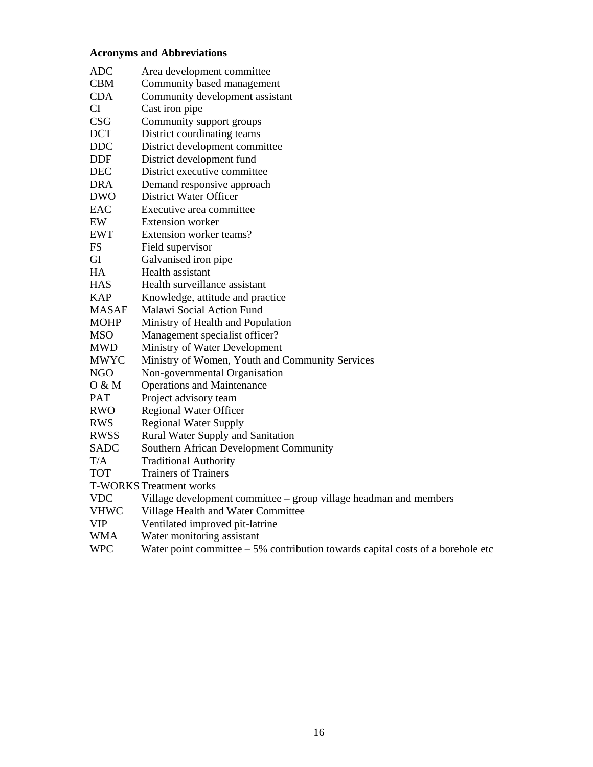**Acronyms and Abbreviations**

| | |
|---|---|
| ADC | Area development committee |
| CBM | Community based management |
| CDA | Community development assistant |
| CI | Cast iron pipe |
| CSG | Community support groups |
| DCT | District coordinating teams |
| DDC | District development committee |
| DDF | District development fund |
| DEC | District executive committee |
| DRA | Demand responsive approach |
| DWO | District Water Officer |
| EAC | Executive area committee |
| EW | Extension worker |
| EWT | Extension worker teams? |
| FS | Field supervisor |
| GI | Galvanised iron pipe |
| HA | Health assistant |
| HAS | Health surveillance assistant |
| KAP | Knowledge, attitude and practice |
| MASAF | Malawi Social Action Fund |
| MOHP | Ministry of Health and Population |
| MSO | Management specialist officer? |
| MWD | Ministry of Water Development |
| MWYC | Ministry of Women, Youth and Community Services |
| NGO | Non-governmental Organisation |
| O & M | Operations and Maintenance |
| PAT | Project advisory team |
| RWO | Regional Water Officer |
| RWS | Regional Water Supply |
| RWSS | Rural Water Supply and Sanitation |
| SADC | Southern African Development Community |
| T/A | Traditional Authority |
| TOT | Trainers of Trainers |
| T-WORKS | Treatment works |
| VDC | Village development committee – group village headman and members |
| VHWC | Village Health and Water Committee |
| VIP | Ventilated improved pit-latrine |
| WMA | Water monitoring assistant |
| WPC | Water point committee – 5% contribution towards capital costs of a borehole etc |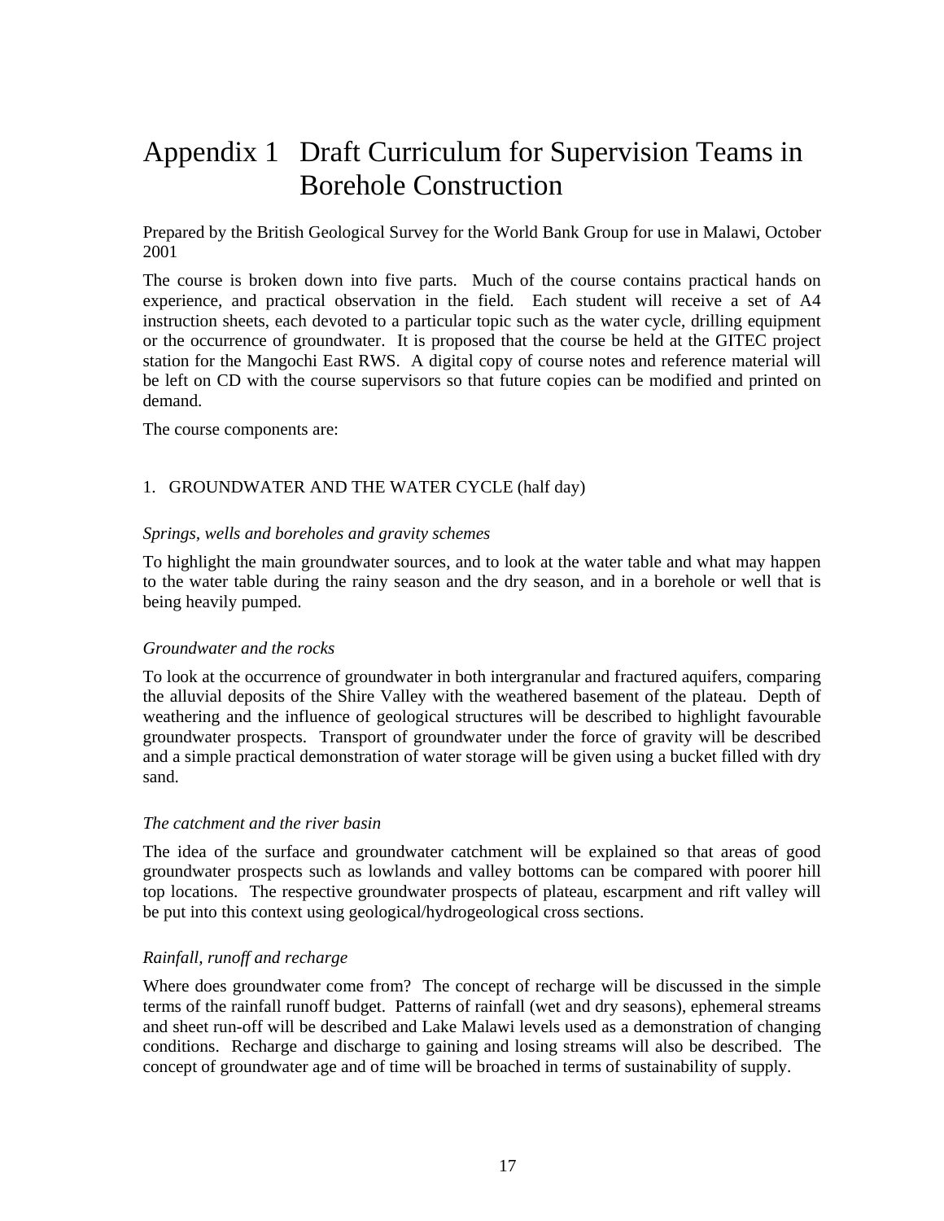# Appendix 1 Draft Curriculum for Supervision Teams in Borehole Construction

Prepared by the British Geological Survey for the World Bank Group for use in Malawi, October 2001

The course is broken down into five parts. Much of the course contains practical hands on experience, and practical observation in the field. Each student will receive a set of A4 instruction sheets, each devoted to a particular topic such as the water cycle, drilling equipment or the occurrence of groundwater. It is proposed that the course be held at the GITEC project station for the Mangochi East RWS. A digital copy of course notes and reference material will be left on CD with the course supervisors so that future copies can be modified and printed on demand.

The course components are:

1. GROUNDWATER AND THE WATER CYCLE (half day)

*Springs, wells and boreholes and gravity schemes*

To highlight the main groundwater sources, and to look at the water table and what may happen to the water table during the rainy season and the dry season, and in a borehole or well that is being heavily pumped.

*Groundwater and the rocks*

To look at the occurrence of groundwater in both intergranular and fractured aquifers, comparing the alluvial deposits of the Shire Valley with the weathered basement of the plateau. Depth of weathering and the influence of geological structures will be described to highlight favourable groundwater prospects. Transport of groundwater under the force of gravity will be described and a simple practical demonstration of water storage will be given using a bucket filled with dry sand.

*The catchment and the river basin*

The idea of the surface and groundwater catchment will be explained so that areas of good groundwater prospects such as lowlands and valley bottoms can be compared with poorer hill top locations. The respective groundwater prospects of plateau, escarpment and rift valley will be put into this context using geological/hydrogeological cross sections.

*Rainfall, runoff and recharge*

Where does groundwater come from? The concept of recharge will be discussed in the simple terms of the rainfall runoff budget. Patterns of rainfall (wet and dry seasons), ephemeral streams and sheet run-off will be described and Lake Malawi levels used as a demonstration of changing conditions. Recharge and discharge to gaining and losing streams will also be described. The concept of groundwater age and of time will be broached in terms of sustainability of supply.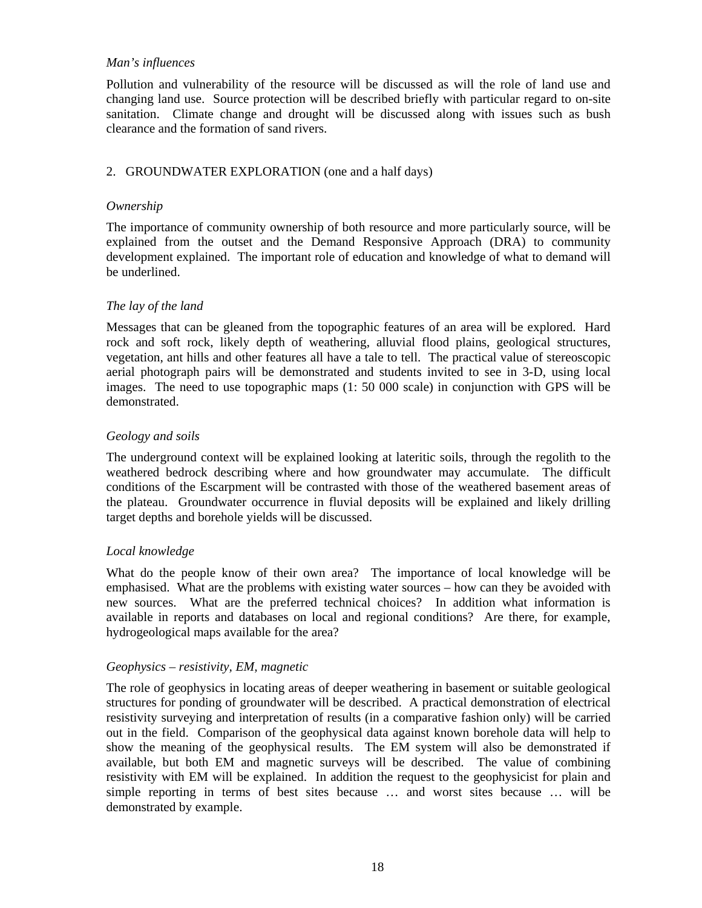*Man's influences*

Pollution and vulnerability of the resource will be discussed as will the role of land use and changing land use. Source protection will be described briefly with particular regard to on-site sanitation. Climate change and drought will be discussed along with issues such as bush clearance and the formation of sand rivers.

## 2. GROUNDWATER EXPLORATION (one and a half days)

*Ownership*

The importance of community ownership of both resource and more particularly source, will be explained from the outset and the Demand Responsive Approach (DRA) to community development explained. The important role of education and knowledge of what to demand will be underlined.

*The lay of the land*

Messages that can be gleaned from the topographic features of an area will be explored. Hard rock and soft rock, likely depth of weathering, alluvial flood plains, geological structures, vegetation, ant hills and other features all have a tale to tell. The practical value of stereoscopic aerial photograph pairs will be demonstrated and students invited to see in 3-D, using local images. The need to use topographic maps (1: 50 000 scale) in conjunction with GPS will be demonstrated.

*Geology and soils*

The underground context will be explained looking at lateritic soils, through the regolith to the weathered bedrock describing where and how groundwater may accumulate. The difficult conditions of the Escarpment will be contrasted with those of the weathered basement areas of the plateau. Groundwater occurrence in fluvial deposits will be explained and likely drilling target depths and borehole yields will be discussed.

*Local knowledge*

What do the people know of their own area? The importance of local knowledge will be emphasised. What are the problems with existing water sources – how can they be avoided with new sources. What are the preferred technical choices? In addition what information is available in reports and databases on local and regional conditions? Are there, for example, hydrogeological maps available for the area?

*Geophysics – resistivity, EM, magnetic*

The role of geophysics in locating areas of deeper weathering in basement or suitable geological structures for ponding of groundwater will be described. A practical demonstration of electrical resistivity surveying and interpretation of results (in a comparative fashion only) will be carried out in the field. Comparison of the geophysical data against known borehole data will help to show the meaning of the geophysical results. The EM system will also be demonstrated if available, but both EM and magnetic surveys will be described. The value of combining resistivity with EM will be explained. In addition the request to the geophysicist for plain and simple reporting in terms of best sites because … and worst sites because … will be demonstrated by example.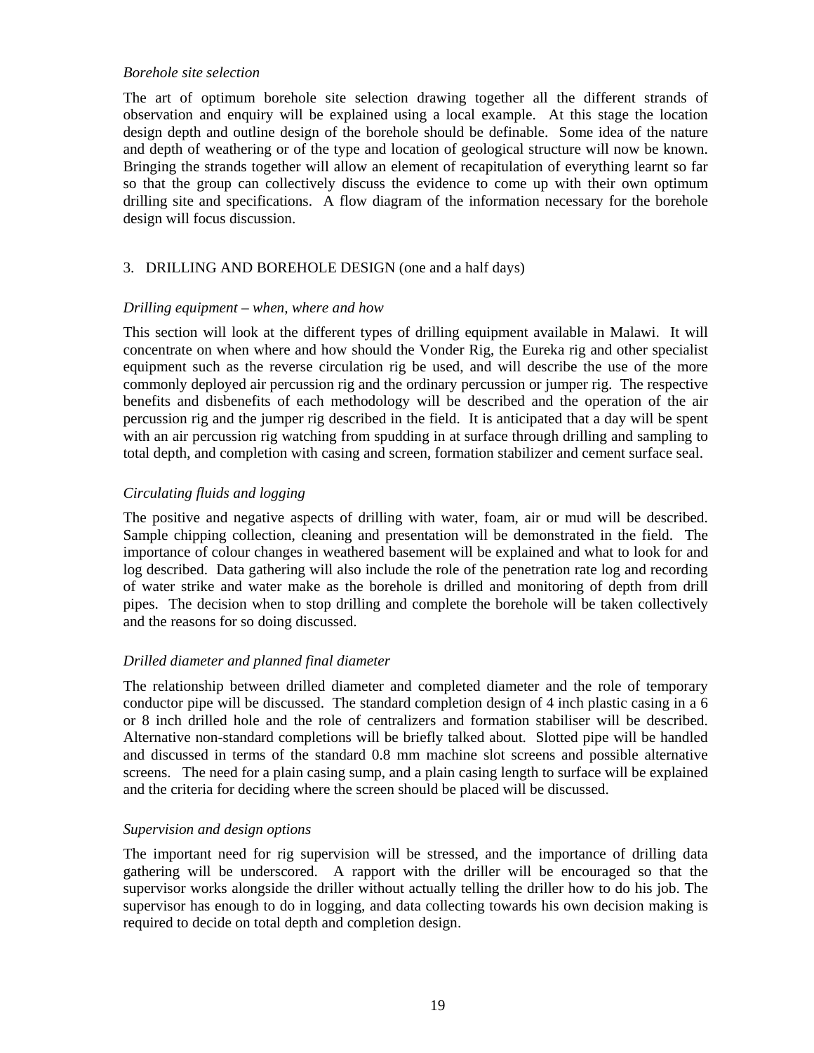*Borehole site selection*

The art of optimum borehole site selection drawing together all the different strands of observation and enquiry will be explained using a local example. At this stage the location design depth and outline design of the borehole should be definable. Some idea of the nature and depth of weathering or of the type and location of geological structure will now be known. Bringing the strands together will allow an element of recapitulation of everything learnt so far so that the group can collectively discuss the evidence to come up with their own optimum drilling site and specifications. A flow diagram of the information necessary for the borehole design will focus discussion.

## 3. DRILLING AND BOREHOLE DESIGN (one and a half days)

*Drilling equipment – when, where and how*

This section will look at the different types of drilling equipment available in Malawi. It will concentrate on when where and how should the Vonder Rig, the Eureka rig and other specialist equipment such as the reverse circulation rig be used, and will describe the use of the more commonly deployed air percussion rig and the ordinary percussion or jumper rig. The respective benefits and disbenefits of each methodology will be described and the operation of the air percussion rig and the jumper rig described in the field. It is anticipated that a day will be spent with an air percussion rig watching from spudding in at surface through drilling and sampling to total depth, and completion with casing and screen, formation stabilizer and cement surface seal.

*Circulating fluids and logging*

The positive and negative aspects of drilling with water, foam, air or mud will be described. Sample chipping collection, cleaning and presentation will be demonstrated in the field. The importance of colour changes in weathered basement will be explained and what to look for and log described. Data gathering will also include the role of the penetration rate log and recording of water strike and water make as the borehole is drilled and monitoring of depth from drill pipes. The decision when to stop drilling and complete the borehole will be taken collectively and the reasons for so doing discussed.

*Drilled diameter and planned final diameter*

The relationship between drilled diameter and completed diameter and the role of temporary conductor pipe will be discussed. The standard completion design of 4 inch plastic casing in a 6 or 8 inch drilled hole and the role of centralizers and formation stabiliser will be described. Alternative non-standard completions will be briefly talked about. Slotted pipe will be handled and discussed in terms of the standard 0.8 mm machine slot screens and possible alternative screens. The need for a plain casing sump, and a plain casing length to surface will be explained and the criteria for deciding where the screen should be placed will be discussed.

*Supervision and design options*

The important need for rig supervision will be stressed, and the importance of drilling data gathering will be underscored. A rapport with the driller will be encouraged so that the supervisor works alongside the driller without actually telling the driller how to do his job. The supervisor has enough to do in logging, and data collecting towards his own decision making is required to decide on total depth and completion design.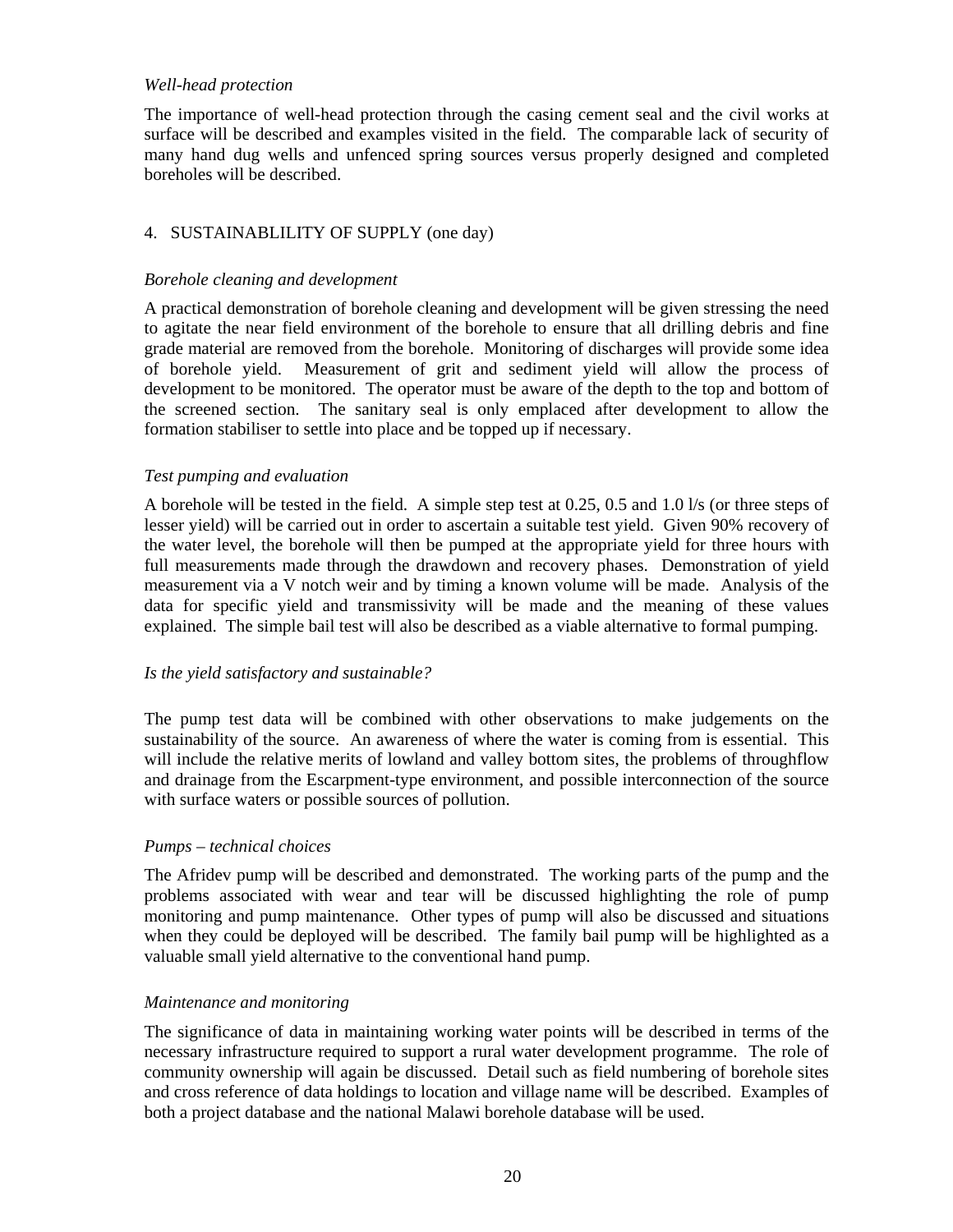*Well-head protection*

The importance of well-head protection through the casing cement seal and the civil works at surface will be described and examples visited in the field. The comparable lack of security of many hand dug wells and unfenced spring sources versus properly designed and completed boreholes will be described.

## 4. SUSTAINABLILITY OF SUPPLY (one day)

*Borehole cleaning and development*

A practical demonstration of borehole cleaning and development will be given stressing the need to agitate the near field environment of the borehole to ensure that all drilling debris and fine grade material are removed from the borehole. Monitoring of discharges will provide some idea of borehole yield. Measurement of grit and sediment yield will allow the process of development to be monitored. The operator must be aware of the depth to the top and bottom of the screened section. The sanitary seal is only emplaced after development to allow the formation stabiliser to settle into place and be topped up if necessary.

*Test pumping and evaluation*

A borehole will be tested in the field. A simple step test at 0.25, 0.5 and 1.0 l/s (or three steps of lesser yield) will be carried out in order to ascertain a suitable test yield. Given 90% recovery of the water level, the borehole will then be pumped at the appropriate yield for three hours with full measurements made through the drawdown and recovery phases. Demonstration of yield measurement via a V notch weir and by timing a known volume will be made. Analysis of the data for specific yield and transmissivity will be made and the meaning of these values explained. The simple bail test will also be described as a viable alternative to formal pumping.

*Is the yield satisfactory and sustainable?*

The pump test data will be combined with other observations to make judgements on the sustainability of the source. An awareness of where the water is coming from is essential. This will include the relative merits of lowland and valley bottom sites, the problems of throughflow and drainage from the Escarpment-type environment, and possible interconnection of the source with surface waters or possible sources of pollution.

*Pumps – technical choices*

The Afridev pump will be described and demonstrated. The working parts of the pump and the problems associated with wear and tear will be discussed highlighting the role of pump monitoring and pump maintenance. Other types of pump will also be discussed and situations when they could be deployed will be described. The family bail pump will be highlighted as a valuable small yield alternative to the conventional hand pump.

*Maintenance and monitoring*

The significance of data in maintaining working water points will be described in terms of the necessary infrastructure required to support a rural water development programme. The role of community ownership will again be discussed. Detail such as field numbering of borehole sites and cross reference of data holdings to location and village name will be described. Examples of both a project database and the national Malawi borehole database will be used.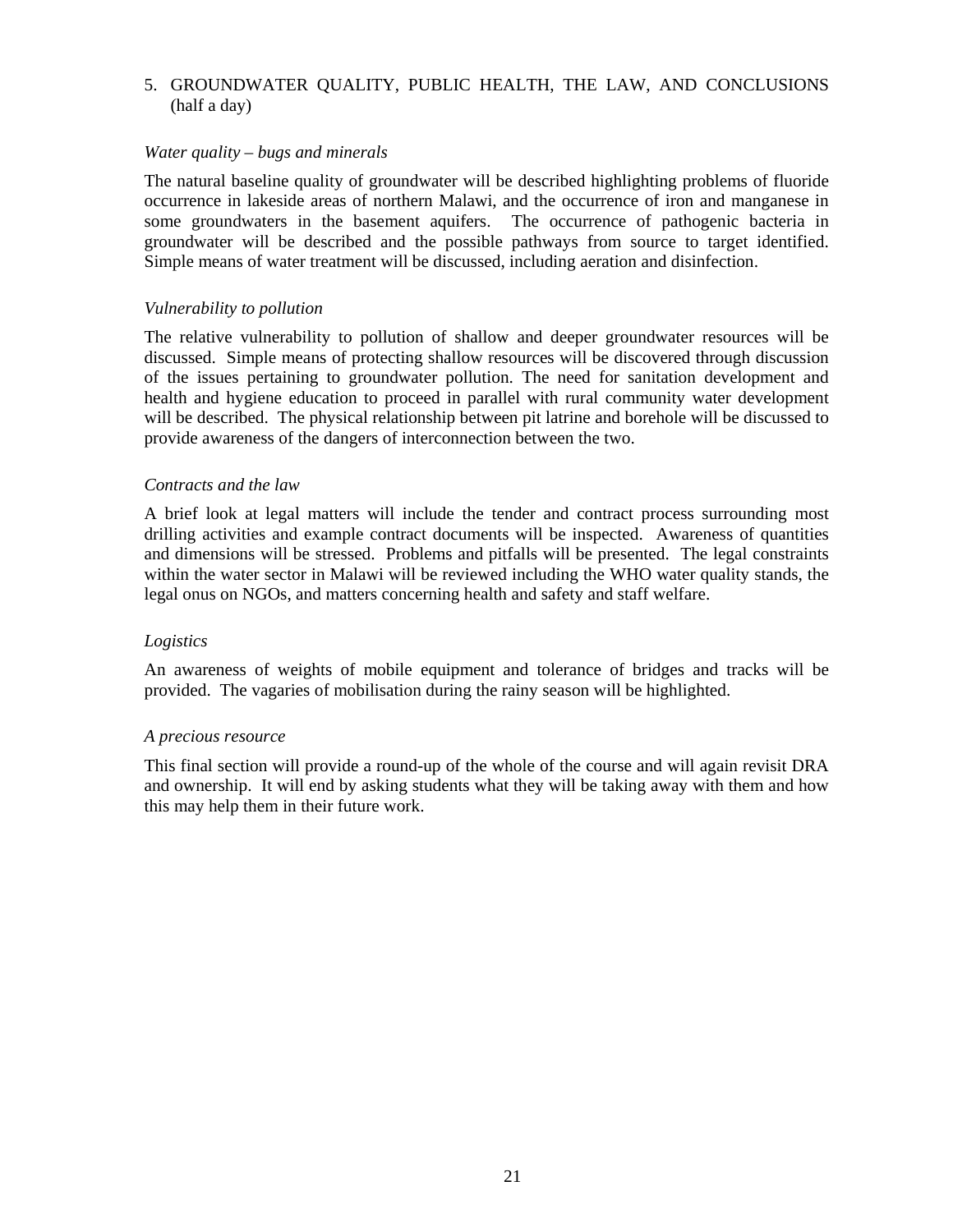## 5. GROUNDWATER QUALITY, PUBLIC HEALTH, THE LAW, AND CONCLUSIONS (half a day)

*Water quality – bugs and minerals*

The natural baseline quality of groundwater will be described highlighting problems of fluoride occurrence in lakeside areas of northern Malawi, and the occurrence of iron and manganese in some groundwaters in the basement aquifers. The occurrence of pathogenic bacteria in groundwater will be described and the possible pathways from source to target identified. Simple means of water treatment will be discussed, including aeration and disinfection.

*Vulnerability to pollution*

The relative vulnerability to pollution of shallow and deeper groundwater resources will be discussed. Simple means of protecting shallow resources will be discovered through discussion of the issues pertaining to groundwater pollution. The need for sanitation development and health and hygiene education to proceed in parallel with rural community water development will be described. The physical relationship between pit latrine and borehole will be discussed to provide awareness of the dangers of interconnection between the two.

*Contracts and the law*

A brief look at legal matters will include the tender and contract process surrounding most drilling activities and example contract documents will be inspected. Awareness of quantities and dimensions will be stressed. Problems and pitfalls will be presented. The legal constraints within the water sector in Malawi will be reviewed including the WHO water quality stands, the legal onus on NGOs, and matters concerning health and safety and staff welfare.

*Logistics*

An awareness of weights of mobile equipment and tolerance of bridges and tracks will be provided. The vagaries of mobilisation during the rainy season will be highlighted.

*A precious resource*

This final section will provide a round-up of the whole of the course and will again revisit DRA and ownership. It will end by asking students what they will be taking away with them and how this may help them in their future work.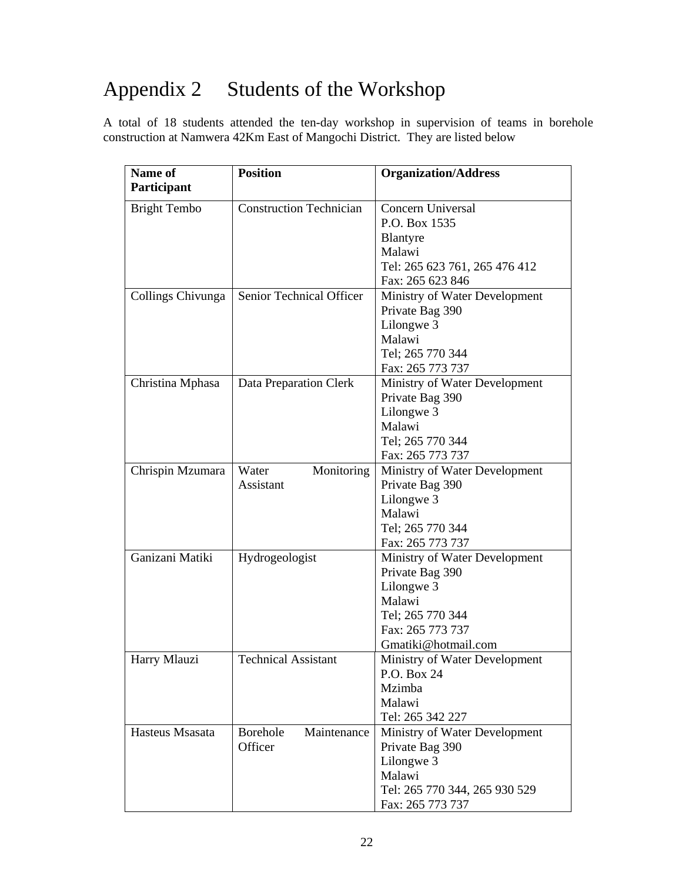# Appendix 2 Students of the Workshop

A total of 18 students attended the ten-day workshop in supervision of teams in borehole construction at Namwera 42Km East of Mangochi District. They are listed below

| Name of Participant | Position | Organization/Address |
|---|---|---|
| Bright Tembo | Construction Technician | Concern Universal<br>P.O. Box 1535<br>Blantyre<br>Malawi<br>Tel: 265 623 761, 265 476 412<br>Fax: 265 623 846 |
| Collings Chivunga | Senior Technical Officer | Ministry of Water Development<br>Private Bag 390<br>Lilongwe 3<br>Malawi<br>Tel; 265 770 344<br>Fax: 265 773 737 |
| Christina Mphasa | Data Preparation Clerk | Ministry of Water Development<br>Private Bag 390<br>Lilongwe 3<br>Malawi<br>Tel; 265 770 344<br>Fax: 265 773 737 |
| Chrispin Mzumara | Water Monitoring Assistant | Ministry of Water Development<br>Private Bag 390<br>Lilongwe 3<br>Malawi<br>Tel; 265 770 344<br>Fax: 265 773 737 |
| Ganizani Matiki | Hydrogeologist | Ministry of Water Development<br>Private Bag 390<br>Lilongwe 3<br>Malawi<br>Tel; 265 770 344<br>Fax: 265 773 737<br>Gmatiki@hotmail.com |
| Harry Mlauzi | Technical Assistant | Ministry of Water Development<br>P.O. Box 24<br>Mzimba<br>Malawi<br>Tel: 265 342 227 |
| Hasteus Msasata | Borehole Maintenance Officer | Ministry of Water Development<br>Private Bag 390<br>Lilongwe 3<br>Malawi<br>Tel: 265 770 344, 265 930 529<br>Fax: 265 773 737 |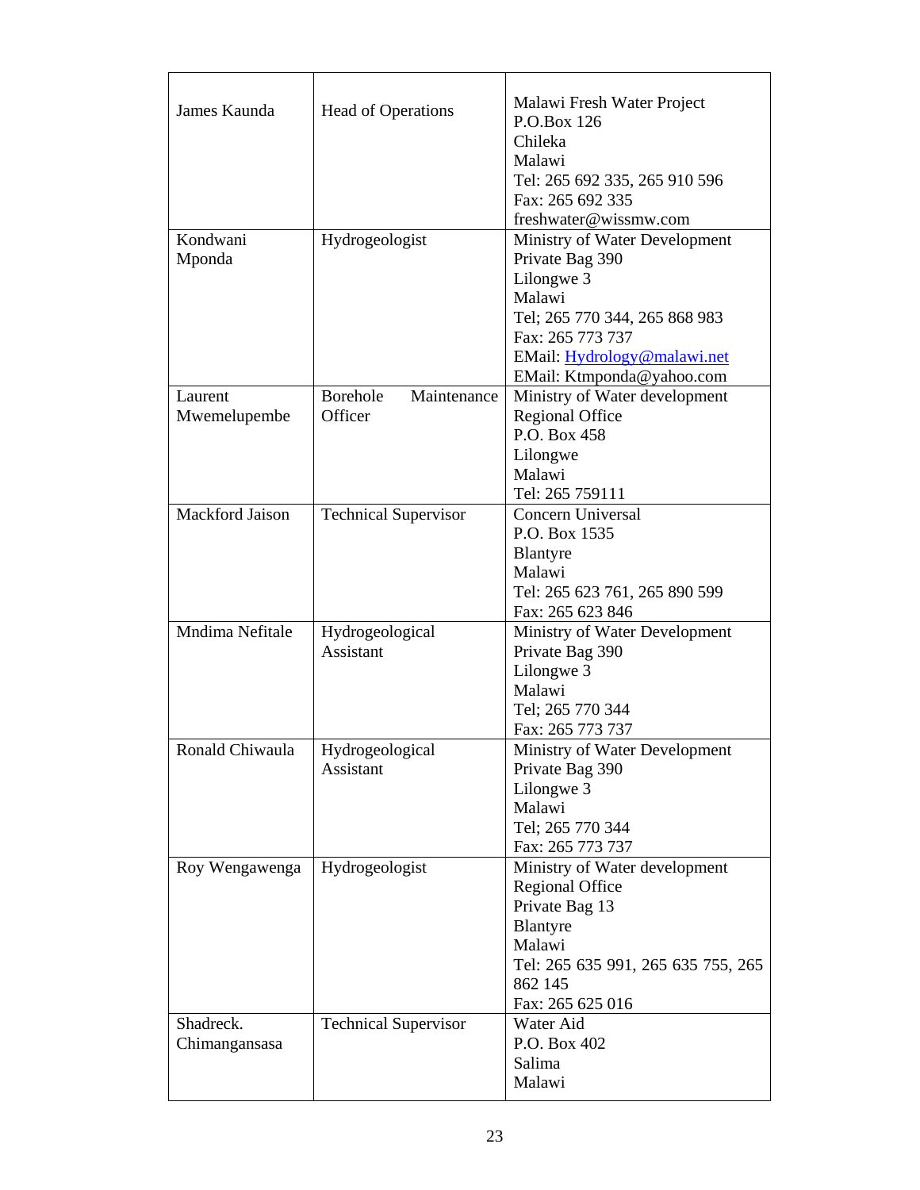| | | |
|---|---|---|
| James Kaunda | Head of Operations | Malawi Fresh Water Project<br>P.O.Box 126<br>Chileka<br>Malawi<br>Tel: 265 692 335, 265 910 596<br>Fax: 265 692 335<br>freshwater@wissmw.com |
| Kondwani Mponda | Hydrogeologist | Ministry of Water Development<br>Private Bag 390<br>Lilongwe 3<br>Malawi<br>Tel; 265 770 344, 265 868 983<br>Fax: 265 773 737<br>EMail: Hydrology@malawi.net<br>EMail: Ktmponda@yahoo.com |
| Laurent Mwemelupembe | Borehole Maintenance Officer | Ministry of Water development<br>Regional Office<br>P.O. Box 458<br>Lilongwe<br>Malawi<br>Tel: 265 759111 |
| Mackford Jaison | Technical Supervisor | Concern Universal<br>P.O. Box 1535<br>Blantyre<br>Malawi<br>Tel: 265 623 761, 265 890 599<br>Fax: 265 623 846 |
| Mndima Nefitale | Hydrogeological Assistant | Ministry of Water Development<br>Private Bag 390<br>Lilongwe 3<br>Malawi<br>Tel; 265 770 344<br>Fax: 265 773 737 |
| Ronald Chiwaula | Hydrogeological Assistant | Ministry of Water Development<br>Private Bag 390<br>Lilongwe 3<br>Malawi<br>Tel; 265 770 344<br>Fax: 265 773 737 |
| Roy Wengawenga | Hydrogeologist | Ministry of Water development<br>Regional Office<br>Private Bag 13<br>Blantyre<br>Malawi<br>Tel: 265 635 991, 265 635 755, 265 862 145<br>Fax: 265 625 016 |
| Shadreck. Chimangansasa | Technical Supervisor | Water Aid<br>P.O. Box 402<br>Salima<br>Malawi |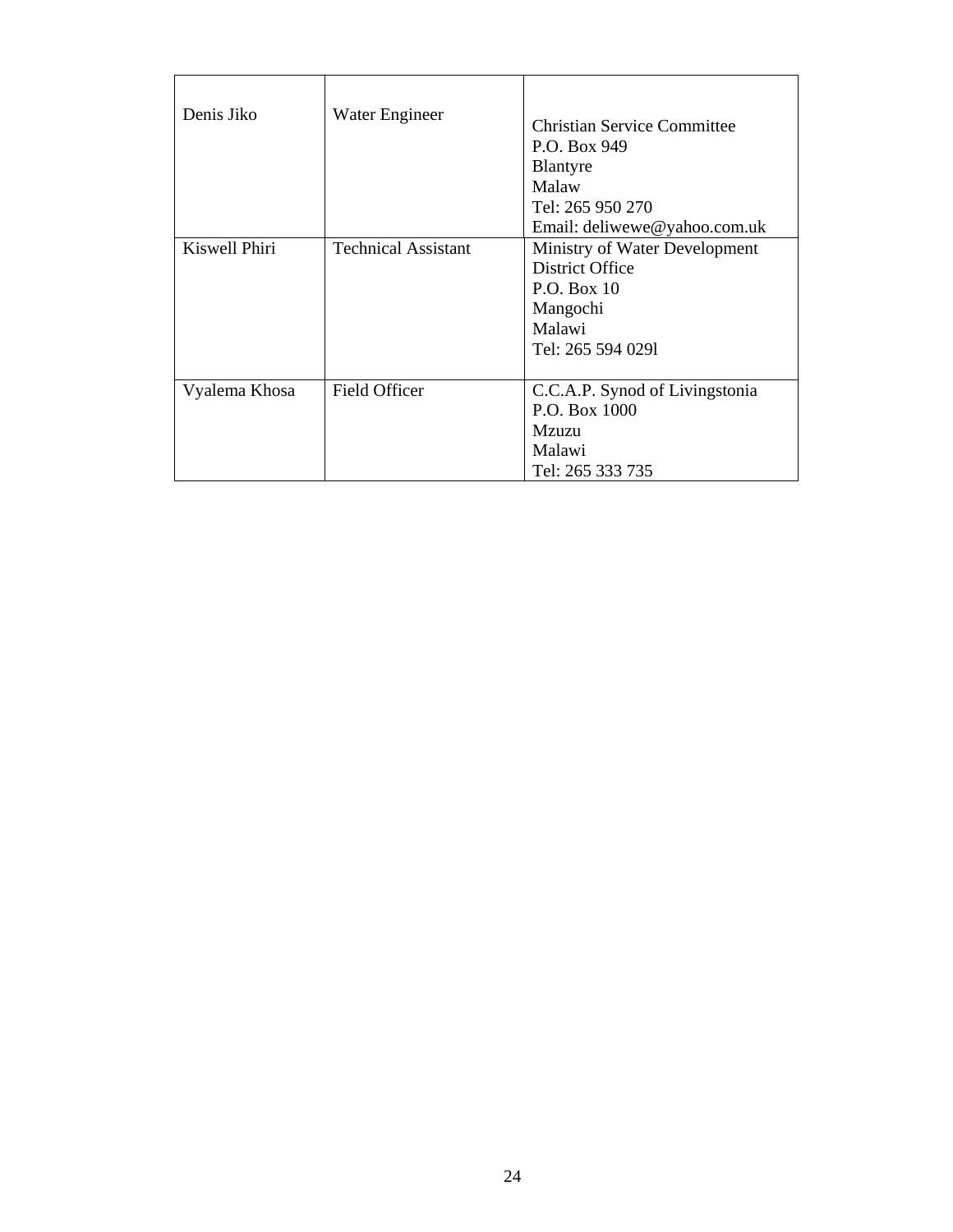| | | |
|---|---|---|
| Denis Jiko | Water Engineer | Christian Service Committee<br>P.O. Box 949<br>Blantyre<br>Malaw<br>Tel: 265 950 270<br>Email: deliwewe@yahoo.com.uk |
| Kiswell Phiri | Technical Assistant | Ministry of Water Development<br>District Office<br>P.O. Box 10<br>Mangochi<br>Malawi<br>Tel: 265 594 029l |
| Vyalema Khosa | Field Officer | C.C.A.P. Synod of Livingstonia<br>P.O. Box 1000<br>Mzuzu<br>Malawi<br>Tel: 265 333 735 |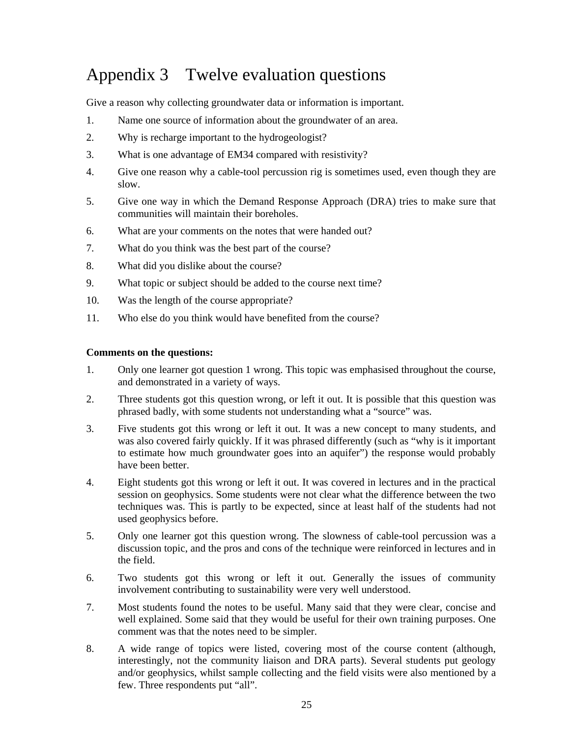# Appendix 3 Twelve evaluation questions

Give a reason why collecting groundwater data or information is important.

1. Name one source of information about the groundwater of an area.
2. Why is recharge important to the hydrogeologist?
3. What is one advantage of EM34 compared with resistivity?
4. Give one reason why a cable-tool percussion rig is sometimes used, even though they are slow.
5. Give one way in which the Demand Response Approach (DRA) tries to make sure that communities will maintain their boreholes.
6. What are your comments on the notes that were handed out?
7. What do you think was the best part of the course?
8. What did you dislike about the course?
9. What topic or subject should be added to the course next time?
10. Was the length of the course appropriate?
11. Who else do you think would have benefited from the course?

**Comments on the questions:**

1. Only one learner got question 1 wrong. This topic was emphasised throughout the course, and demonstrated in a variety of ways.
2. Three students got this question wrong, or left it out. It is possible that this question was phrased badly, with some students not understanding what a "source" was.
3. Five students got this wrong or left it out. It was a new concept to many students, and was also covered fairly quickly. If it was phrased differently (such as "why is it important to estimate how much groundwater goes into an aquifer") the response would probably have been better.
4. Eight students got this wrong or left it out. It was covered in lectures and in the practical session on geophysics. Some students were not clear what the difference between the two techniques was. This is partly to be expected, since at least half of the students had not used geophysics before.
5. Only one learner got this question wrong. The slowness of cable-tool percussion was a discussion topic, and the pros and cons of the technique were reinforced in lectures and in the field.
6. Two students got this wrong or left it out. Generally the issues of community involvement contributing to sustainability were very well understood.
7. Most students found the notes to be useful. Many said that they were clear, concise and well explained. Some said that they would be useful for their own training purposes. One comment was that the notes need to be simpler.
8. A wide range of topics were listed, covering most of the course content (although, interestingly, not the community liaison and DRA parts). Several students put geology and/or geophysics, whilst sample collecting and the field visits were also mentioned by a few. Three respondents put "all".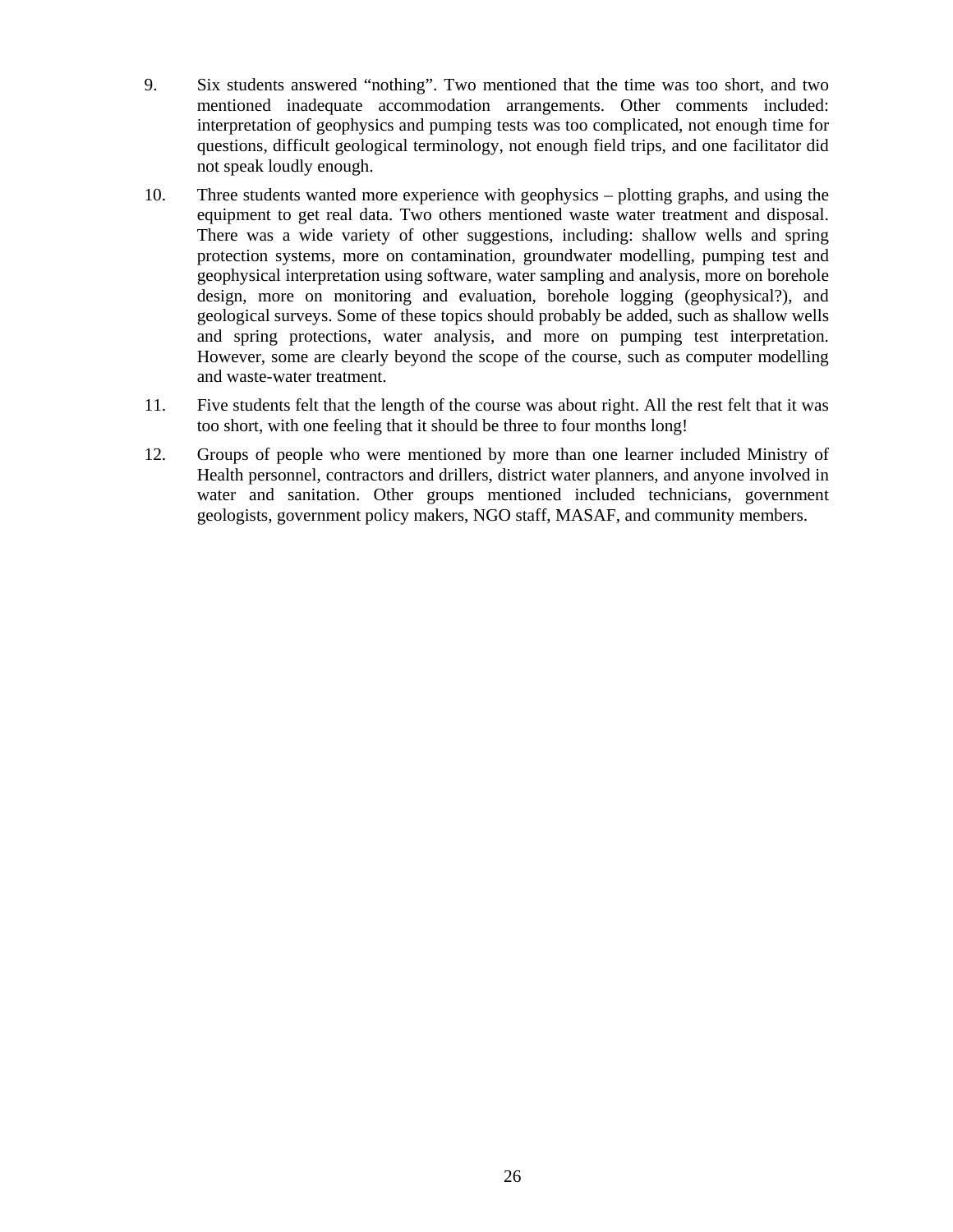9. Six students answered "nothing". Two mentioned that the time was too short, and two mentioned inadequate accommodation arrangements. Other comments included: interpretation of geophysics and pumping tests was too complicated, not enough time for questions, difficult geological terminology, not enough field trips, and one facilitator did not speak loudly enough.

10. Three students wanted more experience with geophysics – plotting graphs, and using the equipment to get real data. Two others mentioned waste water treatment and disposal. There was a wide variety of other suggestions, including: shallow wells and spring protection systems, more on contamination, groundwater modelling, pumping test and geophysical interpretation using software, water sampling and analysis, more on borehole design, more on monitoring and evaluation, borehole logging (geophysical?), and geological surveys. Some of these topics should probably be added, such as shallow wells and spring protections, water analysis, and more on pumping test interpretation. However, some are clearly beyond the scope of the course, such as computer modelling and waste-water treatment.

11. Five students felt that the length of the course was about right. All the rest felt that it was too short, with one feeling that it should be three to four months long!

12. Groups of people who were mentioned by more than one learner included Ministry of Health personnel, contractors and drillers, district water planners, and anyone involved in water and sanitation. Other groups mentioned included technicians, government geologists, government policy makers, NGO staff, MASAF, and community members.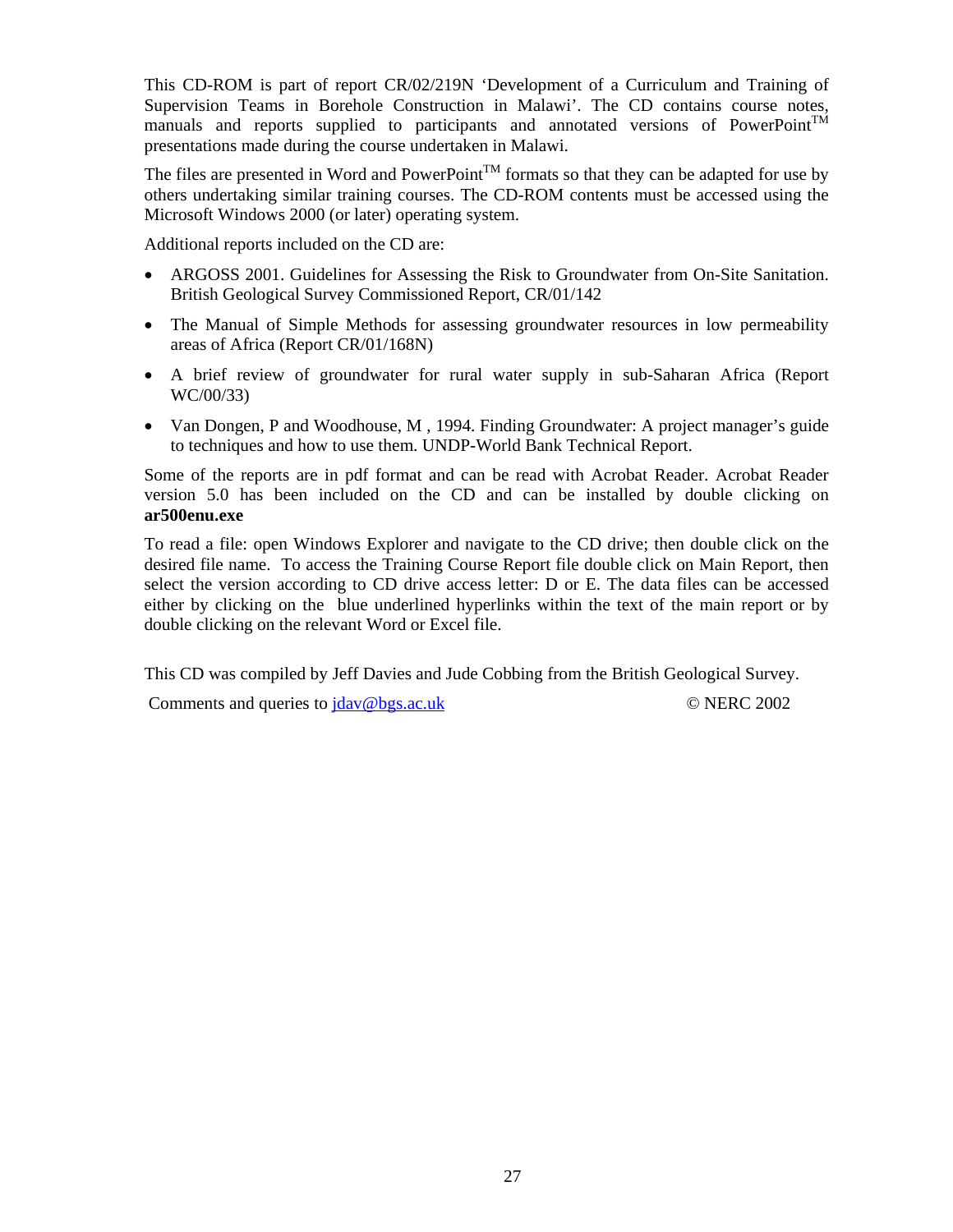This CD-ROM is part of report CR/02/219N 'Development of a Curriculum and Training of Supervision Teams in Borehole Construction in Malawi'. The CD contains course notes, manuals and reports supplied to participants and annotated versions of PowerPoint™ presentations made during the course undertaken in Malawi.

The files are presented in Word and PowerPoint™ formats so that they can be adapted for use by others undertaking similar training courses. The CD-ROM contents must be accessed using the Microsoft Windows 2000 (or later) operating system.

Additional reports included on the CD are:

- ARGOSS 2001. Guidelines for Assessing the Risk to Groundwater from On-Site Sanitation. British Geological Survey Commissioned Report, CR/01/142
- The Manual of Simple Methods for assessing groundwater resources in low permeability areas of Africa (Report CR/01/168N)
- A brief review of groundwater for rural water supply in sub-Saharan Africa (Report WC/00/33)
- Van Dongen, P and Woodhouse, M , 1994. Finding Groundwater: A project manager's guide to techniques and how to use them. UNDP-World Bank Technical Report.

Some of the reports are in pdf format and can be read with Acrobat Reader. Acrobat Reader version 5.0 has been included on the CD and can be installed by double clicking on **ar500enu.exe**

To read a file: open Windows Explorer and navigate to the CD drive; then double click on the desired file name. To access the Training Course Report file double click on Main Report, then select the version according to CD drive access letter: D or E. The data files can be accessed either by clicking on the blue underlined hyperlinks within the text of the main report or by double clicking on the relevant Word or Excel file.

This CD was compiled by Jeff Davies and Jude Cobbing from the British Geological Survey.

Comments and queries to jdav@bgs.ac.uk © NERC 2002